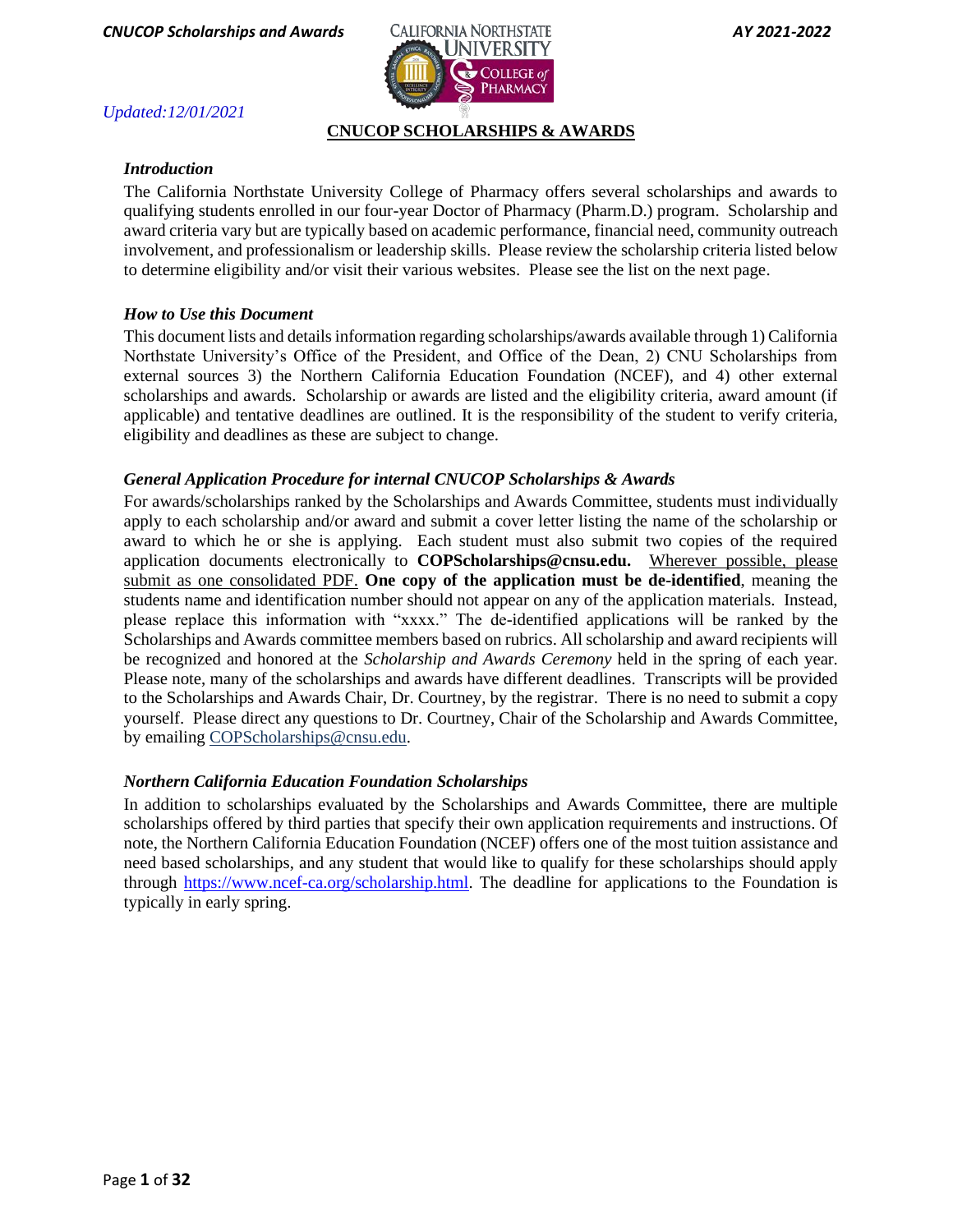Updated:12/01/2021

# CNUCOP SCHOLARSHIPS & AWARDS

### *Introduction*

The California Northstate University College of Pharmacy offers several scholarships and awards to qualifying students enrolled in our four-year Doctor of Pharmacy (Pharm.D.) program. Scholarship and award criteria vary but are typically based on academic performance, financial need, community outreach involvement, and professionalism or leadership skills. Please review the scholarship criteria listed below to determine eligibility and/or visit their various websites. Please see the list on the next page.

### *How to Use this Document*

This document lists and details information regarding scholarships/awards available through 1) California Northstate University's Office of the President, and Office of the Dean, 2) CNU Scholarships from external sources 3) the Northern California Education Foundation (NCEF), and 4) other external scholarships and awards. Scholarship or awards are listed and the eligibility criteria, award amount (if applicable) and tentative deadlines are outlined. It is the responsibility of the student to verify criteria, eligibility and deadlines as these are subject to change.

### *General Application Procedure for internal CNUCOP Scholarships & Awards*

For awards/scholarships ranked by the Scholarships and Awards Committee, students must individually apply to each scholarship and/or award and submit a cover letter listing the name of the scholarship or award to which he or she is applying. Each student must also submit two copies of the required application documents electronically to **COPScholarships@cnsu.edu.** Wherever possible, please submit as one consolidated PDF. **One copy of the application must be de-identified**, meaning the students name and identification number should not appear on any of the application materials. Instead, please replace this information with "xxxx." The de-identified applications will be ranked by the Scholarships and Awards committee members based on rubrics. All scholarship and award recipients will be recognized and honored at the *Scholarship and Awards Ceremony* held in the spring of each year. Please note, many of the scholarships and awards have different deadlines. Transcripts will be provided to the Scholarships and Awards Chair, Dr. Courtney, by the registrar. There is no need to submit a copy yourself. Please direct any questions to Dr. Courtney, Chair of the Scholarship and Awards Committee, by emailing COPScholarships@cnsu.edu.

### *Northern California Education Foundation Scholarships*

In addition to scholarships evaluated by the Scholarships and Awards Committee, there are multiple scholarships offered by third parties that specify their own application requirements and instructions. Of note, the Northern California Education Foundation (NCEF) offers one of the most tuition assistance and need based scholarships, and any student that would like to qualify for these scholarships should apply through https://www.ncef-ca.org/scholarship.html. The deadline for applications to the Foundation is typically in early spring.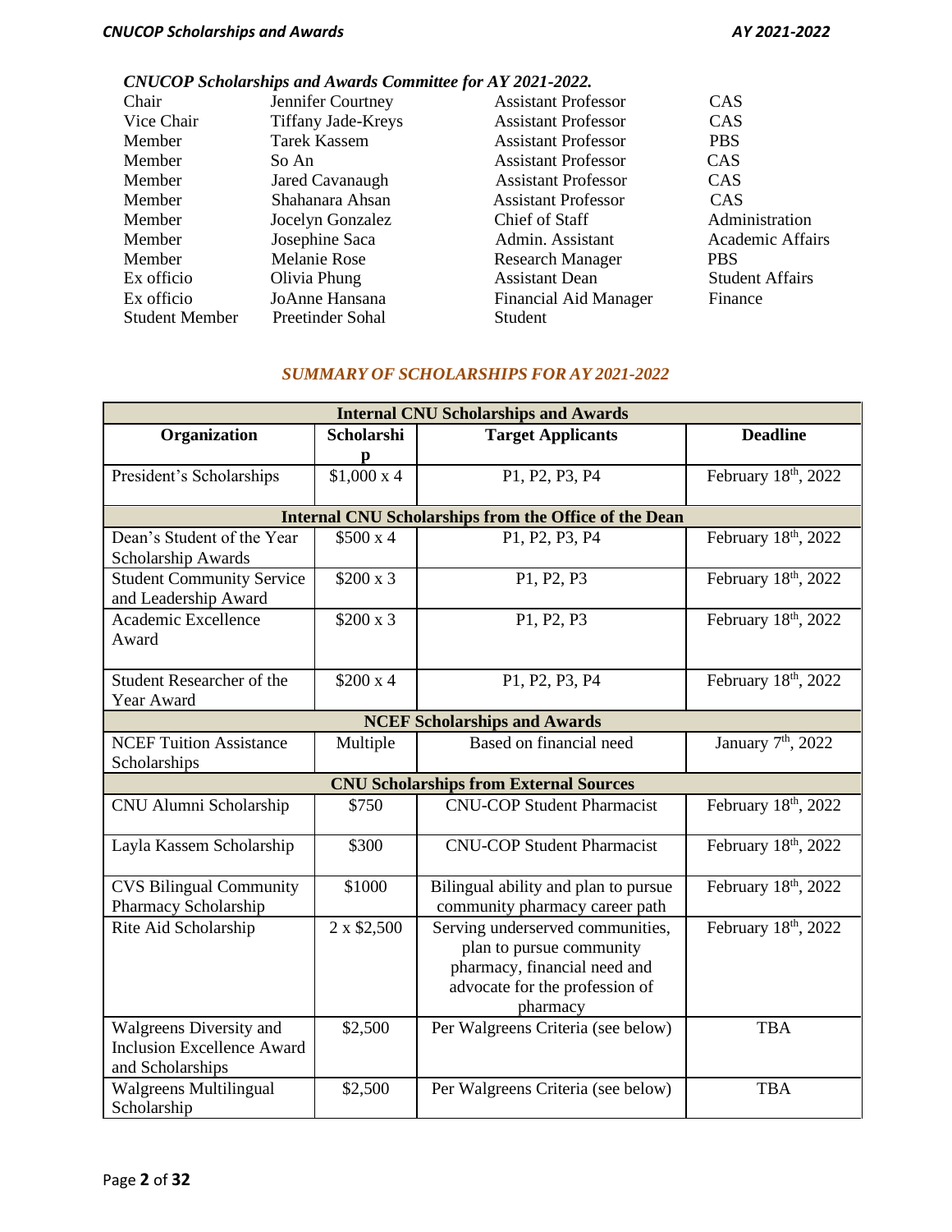*CNUCOP Scholarships and Awards Committee for AY 2021-2022.*

| | | | |
|---|---|---|---|
| Chair | Jennifer Courtney | Assistant Professor | CAS |
| Vice Chair | Tiffany Jade-Kreys | Assistant Professor | CAS |
| Member | Tarek Kassem | Assistant Professor | PBS |
| Member | So An | Assistant Professor | CAS |
| Member | Jared Cavanaugh | Assistant Professor | CAS |
| Member | Shahanara Ahsan | Assistant Professor | CAS |
| Member | Jocelyn Gonzalez | Chief of Staff | Administration |
| Member | Josephine Saca | Admin. Assistant | Academic Affairs |
| Member | Melanie Rose | Research Manager | PBS |
| Ex officio | Olivia Phung | Assistant Dean | Student Affairs |
| Ex officio | JoAnne Hansana | Financial Aid Manager | Finance |
| Student Member | Preetinder Sohal | Student | |

## *SUMMARY OF SCHOLARSHIPS FOR AY 2021-2022*

| **Internal CNU Scholarships and Awards** | | | |
|---|---|---|---|
| **Organization** | **Scholarship** | **Target Applicants** | **Deadline** |
| President's Scholarships | \$1,000 x 4 | P1, P2, P3, P4 | February 18th, 2022 |
| **Internal CNU Scholarships from the Office of the Dean** | | | |
| Dean's Student of the Year Scholarship Awards | \$500 x 4 | P1, P2, P3, P4 | February 18th, 2022 |
| Student Community Service and Leadership Award | \$200 x 3 | P1, P2, P3 | February 18th, 2022 |
| Academic Excellence Award | \$200 x 3 | P1, P2, P3 | February 18th, 2022 |
| Student Researcher of the Year Award | \$200 x 4 | P1, P2, P3, P4 | February 18th, 2022 |
| **NCEF Scholarships and Awards** | | | |
| NCEF Tuition Assistance Scholarships | Multiple | Based on financial need | January 7th, 2022 |
| **CNU Scholarships from External Sources** | | | |
| CNU Alumni Scholarship | \$750 | CNU-COP Student Pharmacist | February 18th, 2022 |
| Layla Kassem Scholarship | \$300 | CNU-COP Student Pharmacist | February 18th, 2022 |
| CVS Bilingual Community Pharmacy Scholarship | \$1000 | Bilingual ability and plan to pursue community pharmacy career path | February 18th, 2022 |
| Rite Aid Scholarship | 2 x \$2,500 | Serving underserved communities, plan to pursue community pharmacy, financial need and advocate for the profession of pharmacy | February 18th, 2022 |
| Walgreens Diversity and Inclusion Excellence Award and Scholarships | \$2,500 | Per Walgreens Criteria (see below) | TBA |
| Walgreens Multilingual Scholarship | \$2,500 | Per Walgreens Criteria (see below) | TBA |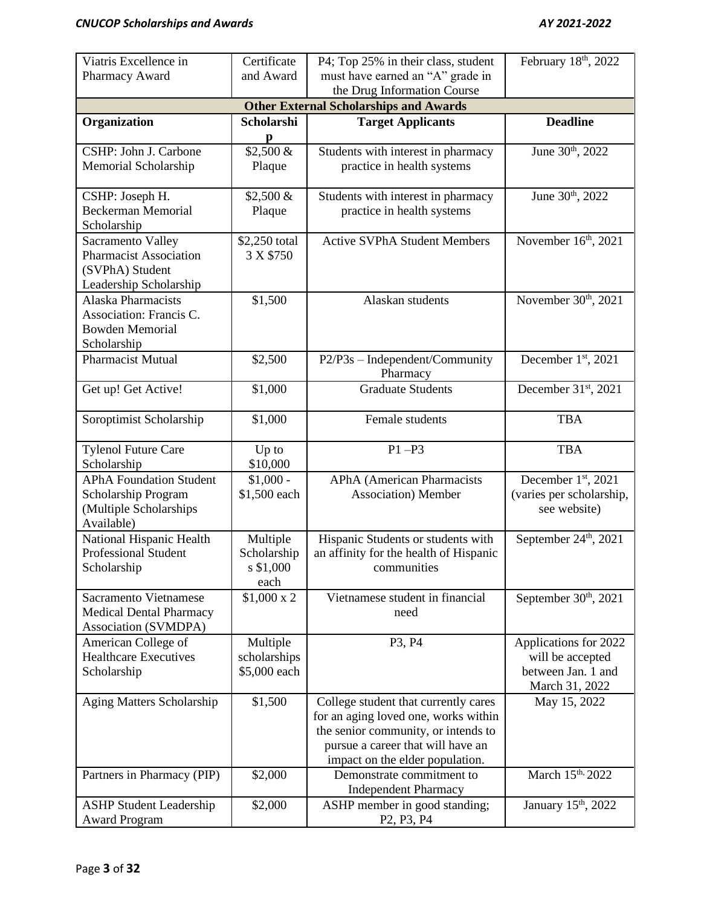| Viatris Excellence in Pharmacy Award | Certificate and Award | P4; Top 25% in their class, student must have earned an "A" grade in the Drug Information Course | February 18th, 2022 |
|---|---|---|---|
| **Other External Scholarships and Awards** | | | |
| **Organization** | **Scholarship** | **Target Applicants** | **Deadline** |
| CSHP: John J. Carbone Memorial Scholarship | $2,500 & Plaque | Students with interest in pharmacy practice in health systems | June 30th, 2022 |
| CSHP: Joseph H. Beckerman Memorial Scholarship | $2,500 & Plaque | Students with interest in pharmacy practice in health systems | June 30th, 2022 |
| Sacramento Valley Pharmacist Association (SVPhA) Student Leadership Scholarship | $2,250 total 3 X $750 | Active SVPhA Student Members | November 16th, 2021 |
| Alaska Pharmacists Association: Francis C. Bowden Memorial Scholarship | $1,500 | Alaskan students | November 30th, 2021 |
| Pharmacist Mutual | $2,500 | P2/P3s – Independent/Community Pharmacy | December 1st, 2021 |
| Get up! Get Active! | $1,000 | Graduate Students | December 31st, 2021 |
| Soroptimist Scholarship | $1,000 | Female students | TBA |
| Tylenol Future Care Scholarship | Up to $10,000 | P1 –P3 | TBA |
| APhA Foundation Student Scholarship Program (Multiple Scholarships Available) | $1,000 - $1,500 each | APhA (American Pharmacists Association) Member | December 1st, 2021 (varies per scholarship, see website) |
| National Hispanic Health Professional Student Scholarship | Multiple Scholarships $1,000 each | Hispanic Students or students with an affinity for the health of Hispanic communities | September 24th, 2021 |
| Sacramento Vietnamese Medical Dental Pharmacy Association (SVMDPA) | $1,000 x 2 | Vietnamese student in financial need | September 30th, 2021 |
| American College of Healthcare Executives Scholarship | Multiple scholarships $5,000 each | P3, P4 | Applications for 2022 will be accepted between Jan. 1 and March 31, 2022 |
| Aging Matters Scholarship | $1,500 | College student that currently cares for an aging loved one, works within the senior community, or intends to pursue a career that will have an impact on the elder population. | May 15, 2022 |
| Partners in Pharmacy (PIP) | $2,000 | Demonstrate commitment to Independent Pharmacy | March 15th, 2022 |
| ASHP Student Leadership Award Program | $2,000 | ASHP member in good standing; P2, P3, P4 | January 15th, 2022 |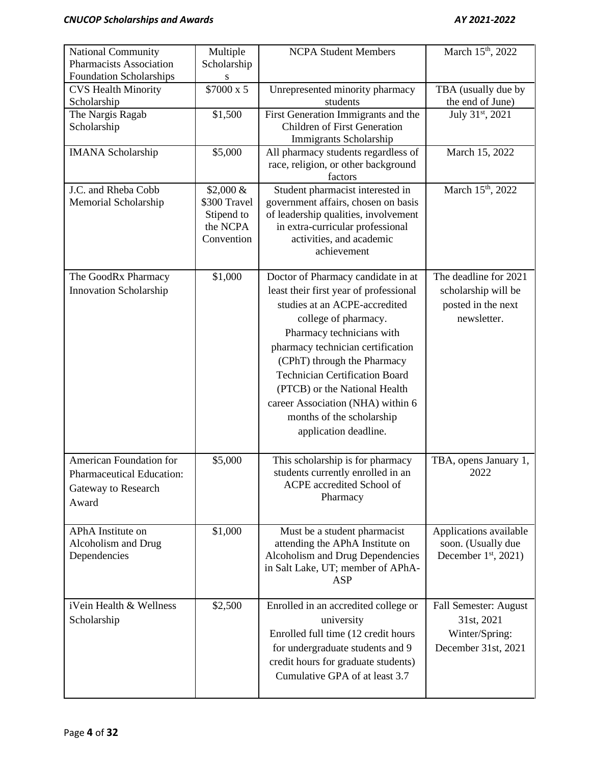| National Community Pharmacists Association Foundation Scholarships | Multiple Scholarships | NCPA Student Members | March 15th, 2022 |
|---|---|---|---|
| CVS Health Minority Scholarship | $7000 x 5 | Unrepresented minority pharmacy students | TBA (usually due by the end of June) |
| The Nargis Ragab Scholarship | $1,500 | First Generation Immigrants and the Children of First Generation Immigrants Scholarship | July 31st, 2021 |
| IMANA Scholarship | $5,000 | All pharmacy students regardless of race, religion, or other background factors | March 15, 2022 |
| J.C. and Rheba Cobb Memorial Scholarship | $2,000 & $300 Travel Stipend to the NCPA Convention | Student pharmacist interested in government affairs, chosen on basis of leadership qualities, involvement in extra-curricular professional activities, and academic achievement | March 15th, 2022 |
| The GoodRx Pharmacy Innovation Scholarship | $1,000 | Doctor of Pharmacy candidate in at least their first year of professional studies at an ACPE-accredited college of pharmacy. Pharmacy technicians with pharmacy technician certification (CPhT) through the Pharmacy Technician Certification Board (PTCB) or the National Health career Association (NHA) within 6 months of the scholarship application deadline. | The deadline for 2021 scholarship will be posted in the next newsletter. |
| American Foundation for Pharmaceutical Education: Gateway to Research Award | $5,000 | This scholarship is for pharmacy students currently enrolled in an ACPE accredited School of Pharmacy | TBA, opens January 1, 2022 |
| APhA Institute on Alcoholism and Drug Dependencies | $1,000 | Must be a student pharmacist attending the APhA Institute on Alcoholism and Drug Dependencies in Salt Lake, UT; member of APhA-ASP | Applications available soon. (Usually due December 1st, 2021) |
| iVein Health & Wellness Scholarship | $2,500 | Enrolled in an accredited college or university<br>Enrolled full time (12 credit hours for undergraduate students and 9 credit hours for graduate students)<br>Cumulative GPA of at least 3.7 | Fall Semester: August 31st, 2021<br>Winter/Spring: December 31st, 2021 |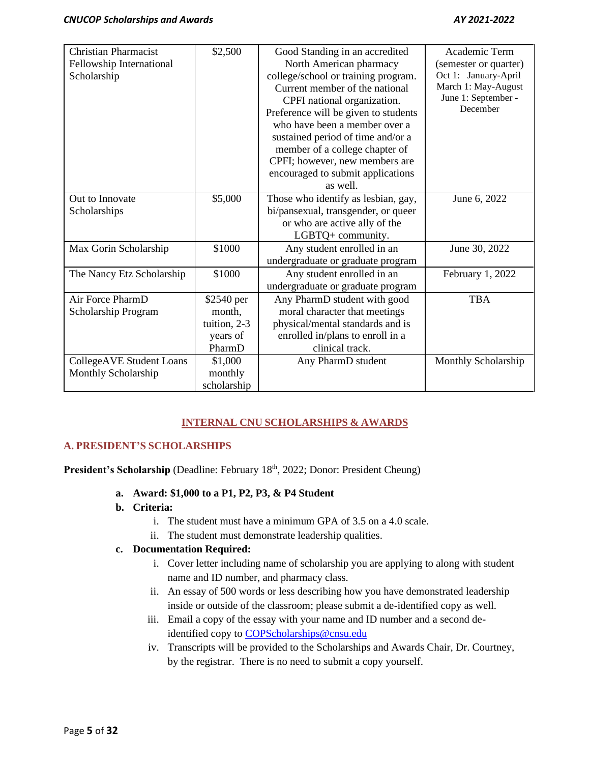| | | | |
|---|---|---|---|
| Christian Pharmacist Fellowship International Scholarship | $2,500 | Good Standing in an accredited North American pharmacy college/school or training program. Current member of the national CPFI national organization. Preference will be given to students who have been a member over a sustained period of time and/or a member of a college chapter of CPFI; however, new members are encouraged to submit applications as well. | Academic Term (semester or quarter) Oct 1: January-April March 1: May-August June 1: September - December |
| Out to Innovate Scholarships | $5,000 | Those who identify as lesbian, gay, bi/pansexual, transgender, or queer or who are active ally of the LGBTQ+ community. | June 6, 2022 |
| Max Gorin Scholarship | $1000 | Any student enrolled in an undergraduate or graduate program | June 30, 2022 |
| The Nancy Etz Scholarship | $1000 | Any student enrolled in an undergraduate or graduate program | February 1, 2022 |
| Air Force PharmD Scholarship Program | $2540 per month, tuition, 2-3 years of PharmD | Any PharmD student with good moral character that meetings physical/mental standards and is enrolled in/plans to enroll in a clinical track. | TBA |
| CollegeAVE Student Loans Monthly Scholarship | $1,000 monthly scholarship | Any PharmD student | Monthly Scholarship |

## INTERNAL CNU SCHOLARSHIPS & AWARDS

### A. PRESIDENT'S SCHOLARSHIPS

**President's Scholarship** (Deadline: February 18th, 2022; Donor: President Cheung)

a. **Award: $1,000 to a P1, P2, P3, & P4 Student**
b. **Criteria:**
   i. The student must have a minimum GPA of 3.5 on a 4.0 scale.
   ii. The student must demonstrate leadership qualities.
c. **Documentation Required:**
   i. Cover letter including name of scholarship you are applying to along with student name and ID number, and pharmacy class.
   ii. An essay of 500 words or less describing how you have demonstrated leadership inside or outside of the classroom; please submit a de-identified copy as well.
   iii. Email a copy of the essay with your name and ID number and a second de-identified copy to COPScholarships@cnsu.edu
   iv. Transcripts will be provided to the Scholarships and Awards Chair, Dr. Courtney, by the registrar. There is no need to submit a copy yourself.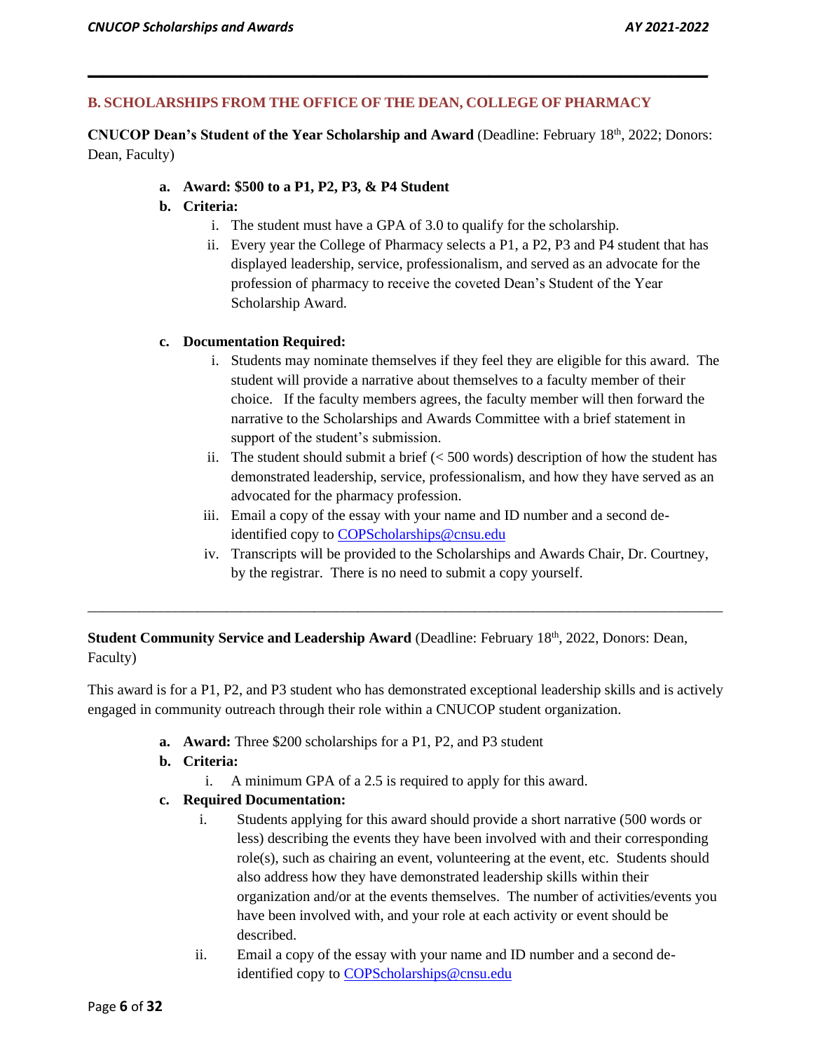## B. SCHOLARSHIPS FROM THE OFFICE OF THE DEAN, COLLEGE OF PHARMACY

**CNUCOP Dean's Student of the Year Scholarship and Award** (Deadline: February 18th, 2022; Donors: Dean, Faculty)

- **a. Award: $500 to a P1, P2, P3, & P4 Student**
- **b. Criteria:**
  - i. The student must have a GPA of 3.0 to qualify for the scholarship.
  - ii. Every year the College of Pharmacy selects a P1, a P2, P3 and P4 student that has displayed leadership, service, professionalism, and served as an advocate for the profession of pharmacy to receive the coveted Dean's Student of the Year Scholarship Award.
- **c. Documentation Required:**
  - i. Students may nominate themselves if they feel they are eligible for this award. The student will provide a narrative about themselves to a faculty member of their choice. If the faculty members agrees, the faculty member will then forward the narrative to the Scholarships and Awards Committee with a brief statement in support of the student's submission.
  - ii. The student should submit a brief (< 500 words) description of how the student has demonstrated leadership, service, professionalism, and how they have served as an advocated for the pharmacy profession.
  - iii. Email a copy of the essay with your name and ID number and a second de-identified copy to COPScholarships@cnsu.edu
  - iv. Transcripts will be provided to the Scholarships and Awards Chair, Dr. Courtney, by the registrar. There is no need to submit a copy yourself.

---

**Student Community Service and Leadership Award** (Deadline: February 18th, 2022, Donors: Dean, Faculty)

This award is for a P1, P2, and P3 student who has demonstrated exceptional leadership skills and is actively engaged in community outreach through their role within a CNUCOP student organization.

- **a. Award:** Three $200 scholarships for a P1, P2, and P3 student
- **b. Criteria:**
  - i. A minimum GPA of a 2.5 is required to apply for this award.
- **c. Required Documentation:**
  - i. Students applying for this award should provide a short narrative (500 words or less) describing the events they have been involved with and their corresponding role(s), such as chairing an event, volunteering at the event, etc. Students should also address how they have demonstrated leadership skills within their organization and/or at the events themselves. The number of activities/events you have been involved with, and your role at each activity or event should be described.
  - ii. Email a copy of the essay with your name and ID number and a second de-identified copy to COPScholarships@cnsu.edu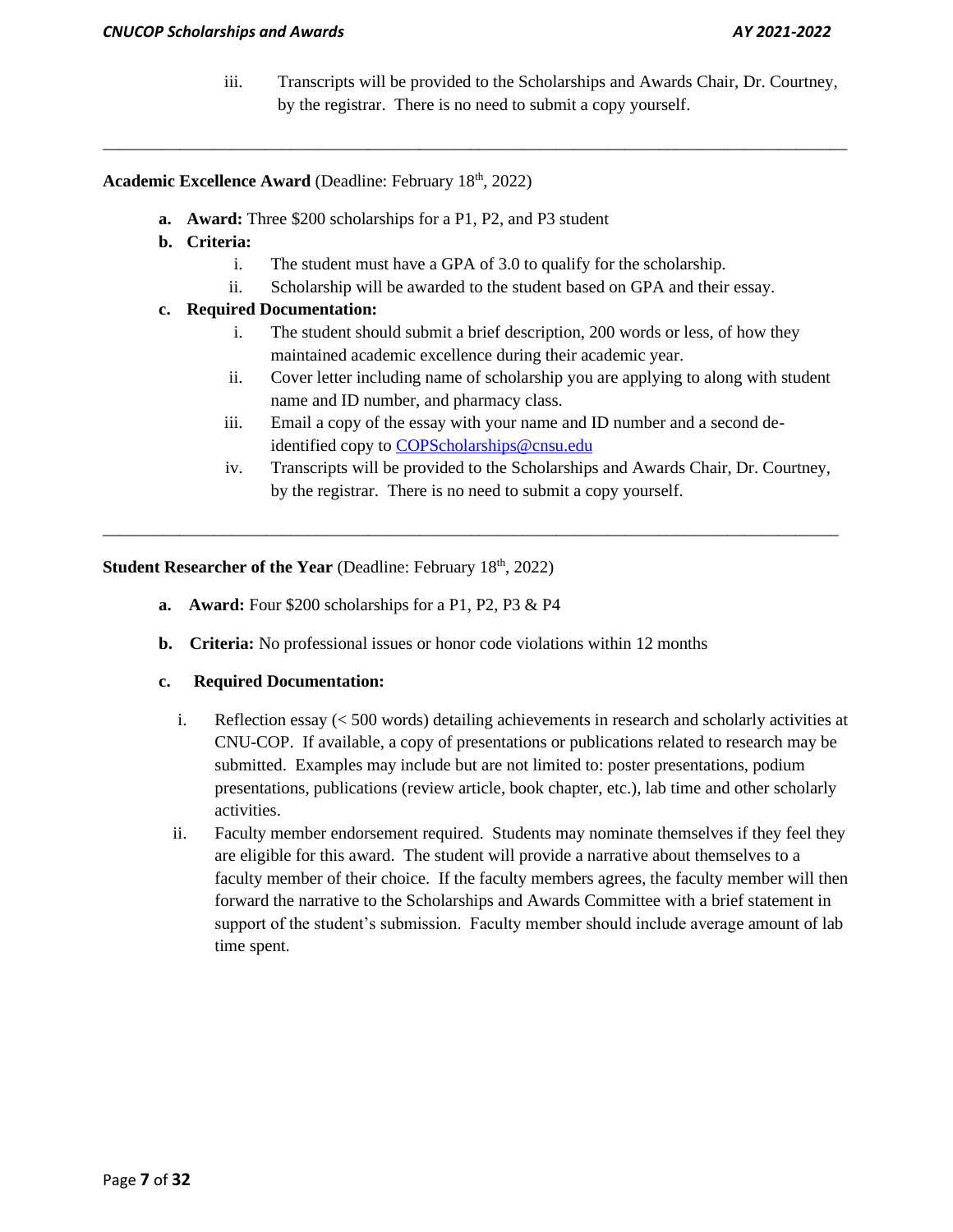iii. Transcripts will be provided to the Scholarships and Awards Chair, Dr. Courtney, by the registrar. There is no need to submit a copy yourself.

---

**Academic Excellence Award** (Deadline: February 18th, 2022)

**a. Award:** Three $200 scholarships for a P1, P2, and P3 student

**b. Criteria:**

i. The student must have a GPA of 3.0 to qualify for the scholarship.

ii. Scholarship will be awarded to the student based on GPA and their essay.

**c. Required Documentation:**

i. The student should submit a brief description, 200 words or less, of how they maintained academic excellence during their academic year.

ii. Cover letter including name of scholarship you are applying to along with student name and ID number, and pharmacy class.

iii. Email a copy of the essay with your name and ID number and a second de-identified copy to [COPScholarships@cnsu.edu](mailto:COPScholarships@cnsu.edu)

iv. Transcripts will be provided to the Scholarships and Awards Chair, Dr. Courtney, by the registrar. There is no need to submit a copy yourself.

---

**Student Researcher of the Year** (Deadline: February 18th, 2022)

**a. Award:** Four $200 scholarships for a P1, P2, P3 & P4

**b. Criteria:** No professional issues or honor code violations within 12 months

**c. Required Documentation:**

i. Reflection essay (< 500 words) detailing achievements in research and scholarly activities at CNU-COP. If available, a copy of presentations or publications related to research may be submitted. Examples may include but are not limited to: poster presentations, podium presentations, publications (review article, book chapter, etc.), lab time and other scholarly activities.

ii. Faculty member endorsement required. Students may nominate themselves if they feel they are eligible for this award. The student will provide a narrative about themselves to a faculty member of their choice. If the faculty members agrees, the faculty member will then forward the narrative to the Scholarships and Awards Committee with a brief statement in support of the student's submission. Faculty member should include average amount of lab time spent.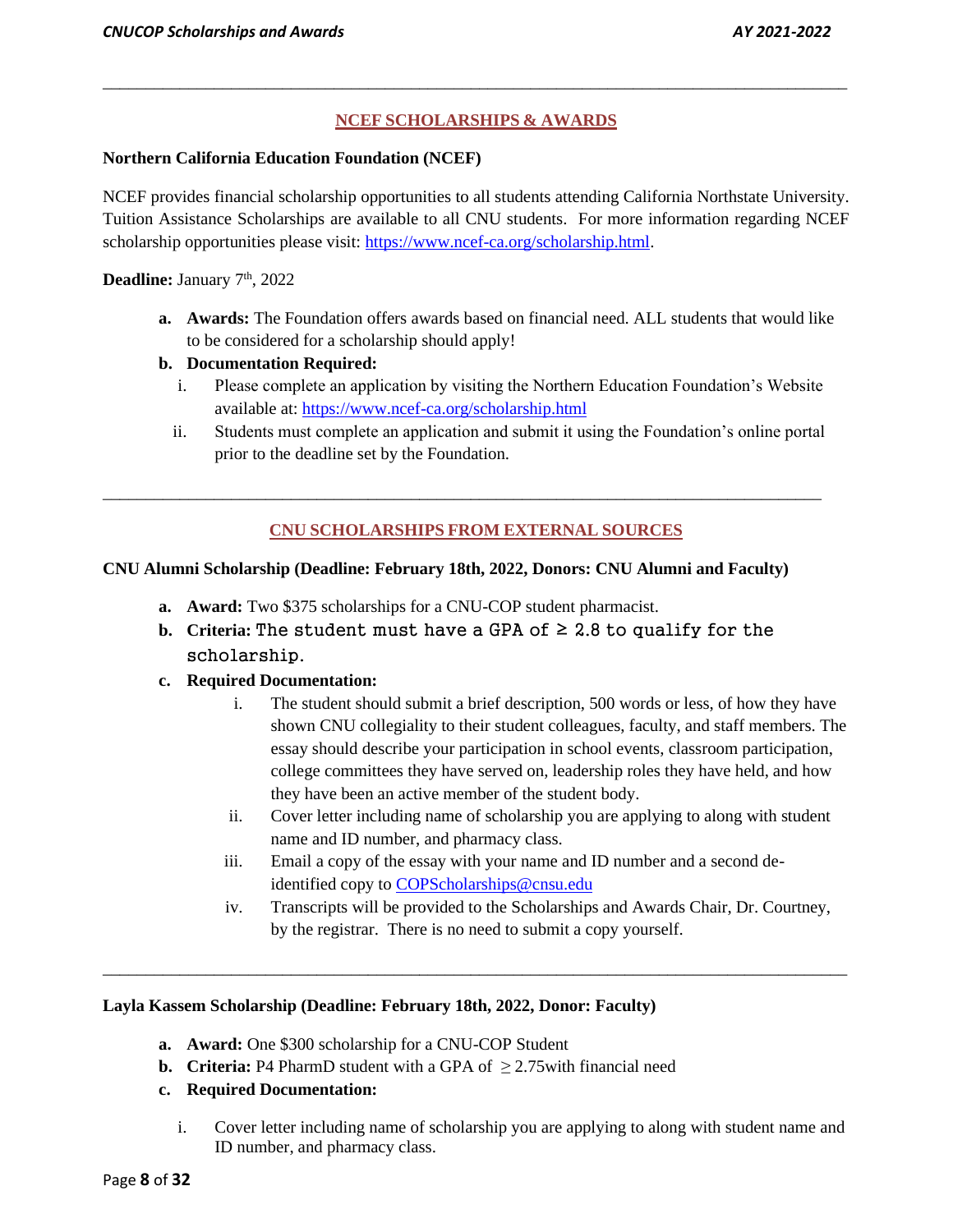## NCEF SCHOLARSHIPS & AWARDS

**Northern California Education Foundation (NCEF)**

NCEF provides financial scholarship opportunities to all students attending California Northstate University. Tuition Assistance Scholarships are available to all CNU students. For more information regarding NCEF scholarship opportunities please visit: https://www.ncef-ca.org/scholarship.html.

**Deadline:** January 7th, 2022

- **a. Awards:** The Foundation offers awards based on financial need. ALL students that would like to be considered for a scholarship should apply!
- **b. Documentation Required:**
  - i. Please complete an application by visiting the Northern Education Foundation's Website available at: https://www.ncef-ca.org/scholarship.html
  - ii. Students must complete an application and submit it using the Foundation's online portal prior to the deadline set by the Foundation.

---

## CNU SCHOLARSHIPS FROM EXTERNAL SOURCES

**CNU Alumni Scholarship (Deadline: February 18th, 2022, Donors: CNU Alumni and Faculty)**

- **a. Award:** Two $375 scholarships for a CNU-COP student pharmacist.
- **b. Criteria:** The student must have a GPA of ≥ 2.8 to qualify for the scholarship.
- **c. Required Documentation:**
  - i. The student should submit a brief description, 500 words or less, of how they have shown CNU collegiality to their student colleagues, faculty, and staff members. The essay should describe your participation in school events, classroom participation, college committees they have served on, leadership roles they have held, and how they have been an active member of the student body.
  - ii. Cover letter including name of scholarship you are applying to along with student name and ID number, and pharmacy class.
  - iii. Email a copy of the essay with your name and ID number and a second de-identified copy to COPScholarships@cnsu.edu
  - iv. Transcripts will be provided to the Scholarships and Awards Chair, Dr. Courtney, by the registrar. There is no need to submit a copy yourself.

---

**Layla Kassem Scholarship (Deadline: February 18th, 2022, Donor: Faculty)**

- **a. Award:** One $300 scholarship for a CNU-COP Student
- **b. Criteria:** P4 PharmD student with a GPA of ≥ 2.75with financial need
- **c. Required Documentation:**
  - i. Cover letter including name of scholarship you are applying to along with student name and ID number, and pharmacy class.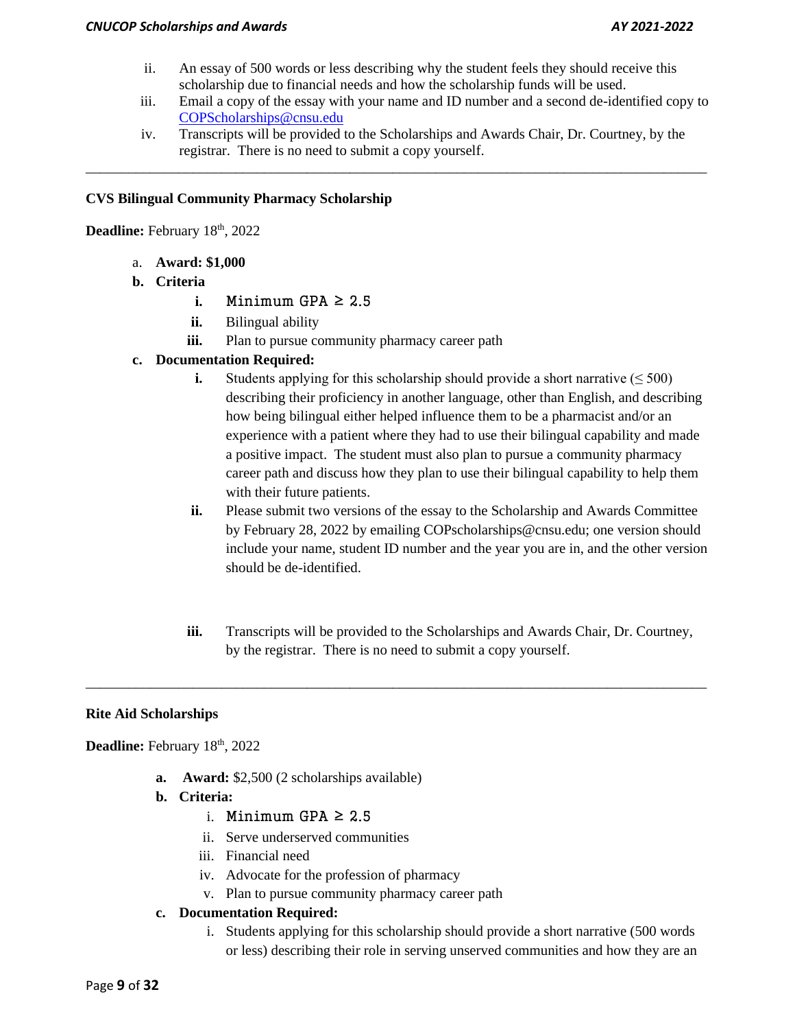ii. An essay of 500 words or less describing why the student feels they should receive this scholarship due to financial needs and how the scholarship funds will be used.

iii. Email a copy of the essay with your name and ID number and a second de-identified copy to COPScholarships@cnsu.edu

iv. Transcripts will be provided to the Scholarships and Awards Chair, Dr. Courtney, by the registrar. There is no need to submit a copy yourself.

---

**CVS Bilingual Community Pharmacy Scholarship**

**Deadline:** February 18th, 2022

a. **Award: $1,000**

b. **Criteria**

  i. Minimum GPA ≥ 2.5

  ii. Bilingual ability

  iii. Plan to pursue community pharmacy career path

c. **Documentation Required:**

  i. Students applying for this scholarship should provide a short narrative (≤ 500) describing their proficiency in another language, other than English, and describing how being bilingual either helped influence them to be a pharmacist and/or an experience with a patient where they had to use their bilingual capability and made a positive impact. The student must also plan to pursue a community pharmacy career path and discuss how they plan to use their bilingual capability to help them with their future patients.

  ii. Please submit two versions of the essay to the Scholarship and Awards Committee by February 28, 2022 by emailing COPscholarships@cnsu.edu; one version should include your name, student ID number and the year you are in, and the other version should be de-identified.

  iii. Transcripts will be provided to the Scholarships and Awards Chair, Dr. Courtney, by the registrar. There is no need to submit a copy yourself.

---

**Rite Aid Scholarships**

**Deadline:** February 18th, 2022

a. **Award:** $2,500 (2 scholarships available)

b. **Criteria:**

  i. Minimum GPA ≥ 2.5

  ii. Serve underserved communities

  iii. Financial need

  iv. Advocate for the profession of pharmacy

  v. Plan to pursue community pharmacy career path

c. **Documentation Required:**

  i. Students applying for this scholarship should provide a short narrative (500 words or less) describing their role in serving unserved communities and how they are an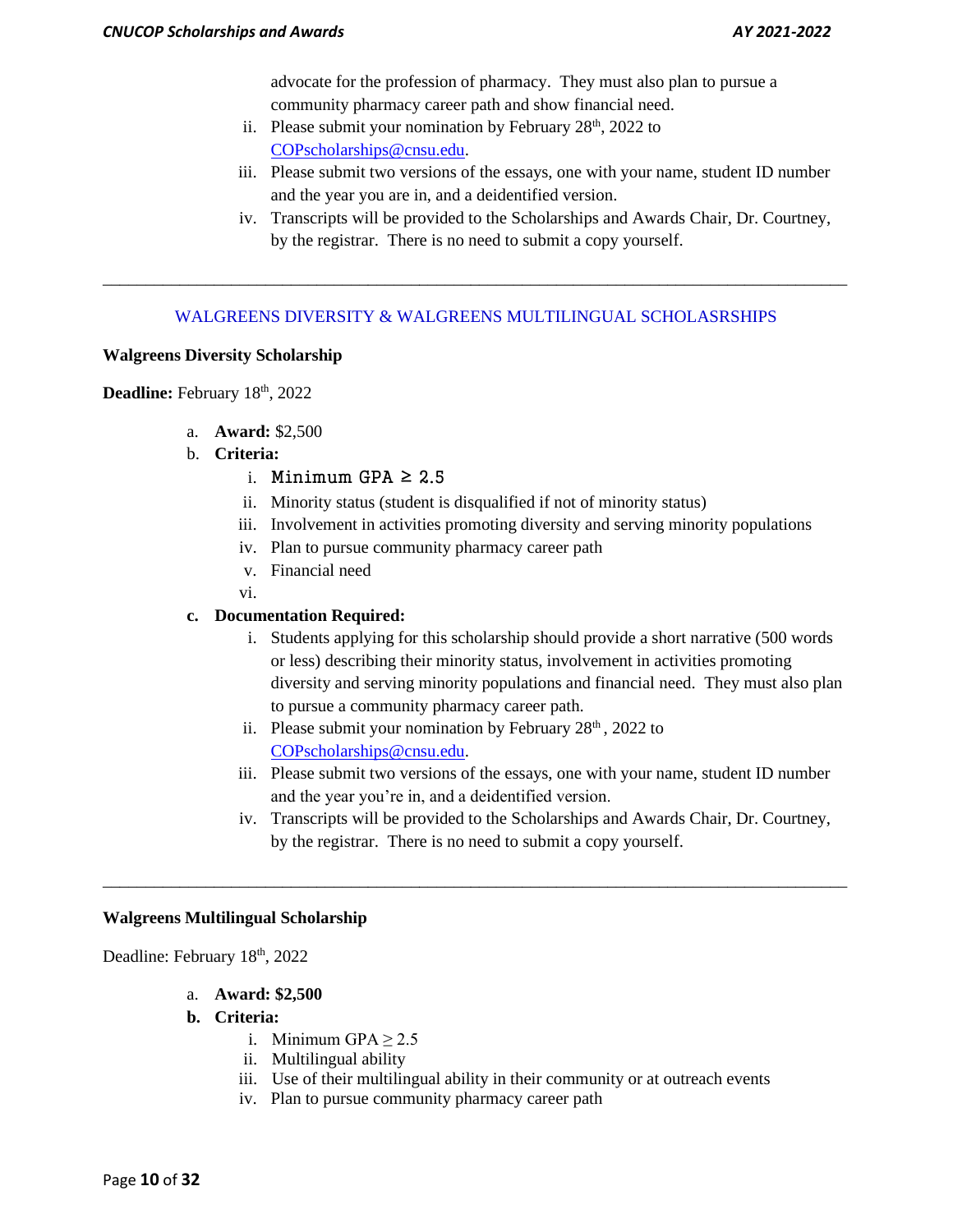advocate for the profession of pharmacy. They must also plan to pursue a community pharmacy career path and show financial need.

ii. Please submit your nomination by February 28th, 2022 to COPscholarships@cnsu.edu.

iii. Please submit two versions of the essays, one with your name, student ID number and the year you are in, and a deidentified version.

iv. Transcripts will be provided to the Scholarships and Awards Chair, Dr. Courtney, by the registrar. There is no need to submit a copy yourself.

---

## WALGREENS DIVERSITY & WALGREENS MULTILINGUAL SCHOLASRSHIPS

### Walgreens Diversity Scholarship

**Deadline:** February 18th, 2022

a. **Award:** $2,500

b. **Criteria:**
   - i. Minimum GPA ≥ 2.5
   - ii. Minority status (student is disqualified if not of minority status)
   - iii. Involvement in activities promoting diversity and serving minority populations
   - iv. Plan to pursue community pharmacy career path
   - v. Financial need
   - vi.

c. **Documentation Required:**
   - i. Students applying for this scholarship should provide a short narrative (500 words or less) describing their minority status, involvement in activities promoting diversity and serving minority populations and financial need. They must also plan to pursue a community pharmacy career path.
   - ii. Please submit your nomination by February 28th , 2022 to COPscholarships@cnsu.edu.
   - iii. Please submit two versions of the essays, one with your name, student ID number and the year you're in, and a deidentified version.
   - iv. Transcripts will be provided to the Scholarships and Awards Chair, Dr. Courtney, by the registrar. There is no need to submit a copy yourself.

---

### Walgreens Multilingual Scholarship

Deadline: February 18th, 2022

a. **Award: $2,500**

b. **Criteria:**
   - i. Minimum GPA ≥ 2.5
   - ii. Multilingual ability
   - iii. Use of their multilingual ability in their community or at outreach events
   - iv. Plan to pursue community pharmacy career path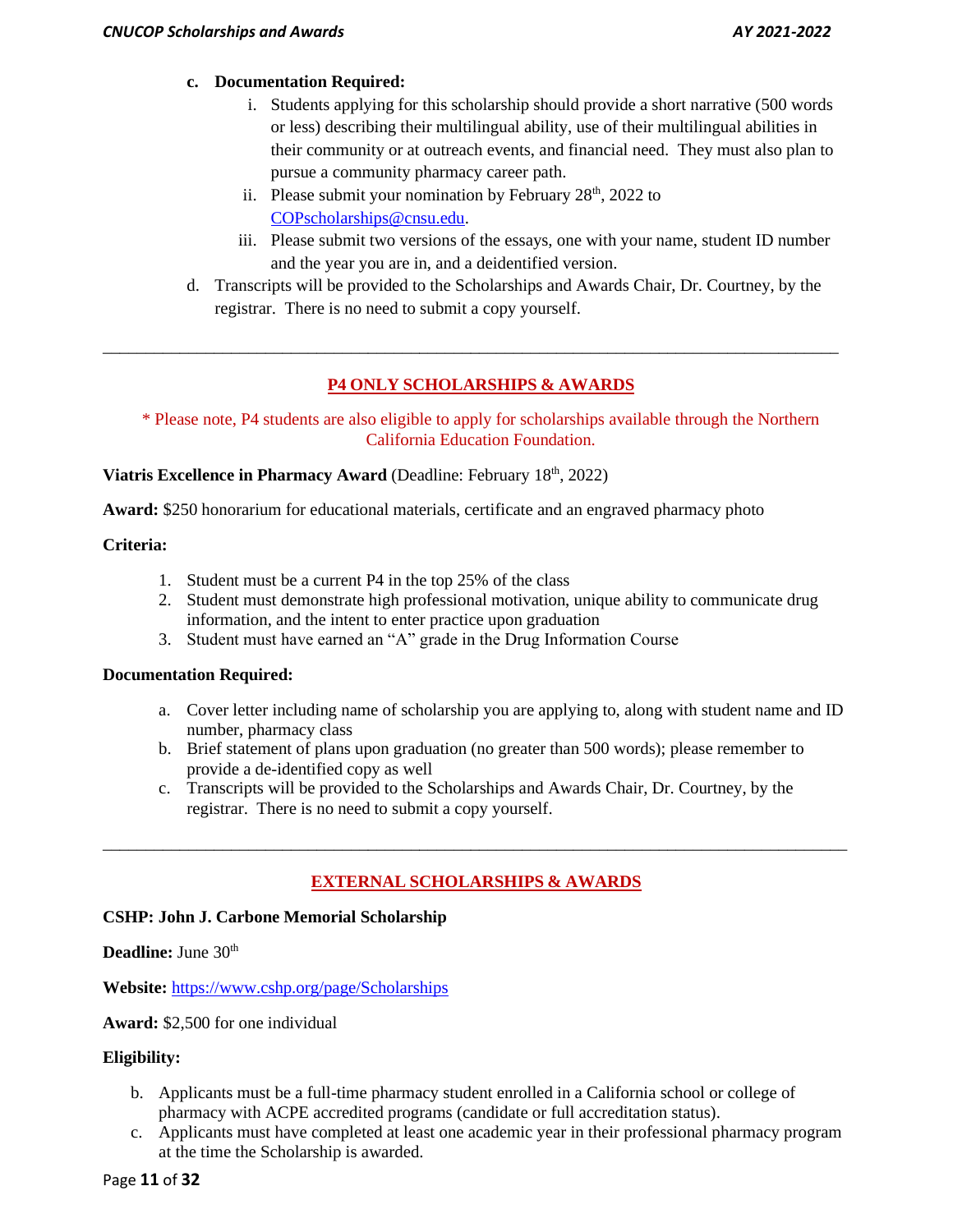c. **Documentation Required:**

   i. Students applying for this scholarship should provide a short narrative (500 words or less) describing their multilingual ability, use of their multilingual abilities in their community or at outreach events, and financial need. They must also plan to pursue a community pharmacy career path.

   ii. Please submit your nomination by February 28th, 2022 to [COPscholarships@cnsu.edu](mailto:COPscholarships@cnsu.edu).

   iii. Please submit two versions of the essays, one with your name, student ID number and the year you are in, and a deidentified version.

d. Transcripts will be provided to the Scholarships and Awards Chair, Dr. Courtney, by the registrar. There is no need to submit a copy yourself.

---

## P4 ONLY SCHOLARSHIPS & AWARDS

\* Please note, P4 students are also eligible to apply for scholarships available through the Northern California Education Foundation.

**Viatris Excellence in Pharmacy Award** (Deadline: February 18th, 2022)

**Award:** $250 honorarium for educational materials, certificate and an engraved pharmacy photo

**Criteria:**

1. Student must be a current P4 in the top 25% of the class
2. Student must demonstrate high professional motivation, unique ability to communicate drug information, and the intent to enter practice upon graduation
3. Student must have earned an "A" grade in the Drug Information Course

**Documentation Required:**

a. Cover letter including name of scholarship you are applying to, along with student name and ID number, pharmacy class
b. Brief statement of plans upon graduation (no greater than 500 words); please remember to provide a de-identified copy as well
c. Transcripts will be provided to the Scholarships and Awards Chair, Dr. Courtney, by the registrar. There is no need to submit a copy yourself.

---

## EXTERNAL SCHOLARSHIPS & AWARDS

**CSHP: John J. Carbone Memorial Scholarship**

**Deadline:** June 30th

**Website:** [https://www.cshp.org/page/Scholarships](https://www.cshp.org/page/Scholarships)

**Award:** $2,500 for one individual

**Eligibility:**

b. Applicants must be a full-time pharmacy student enrolled in a California school or college of pharmacy with ACPE accredited programs (candidate or full accreditation status).
c. Applicants must have completed at least one academic year in their professional pharmacy program at the time the Scholarship is awarded.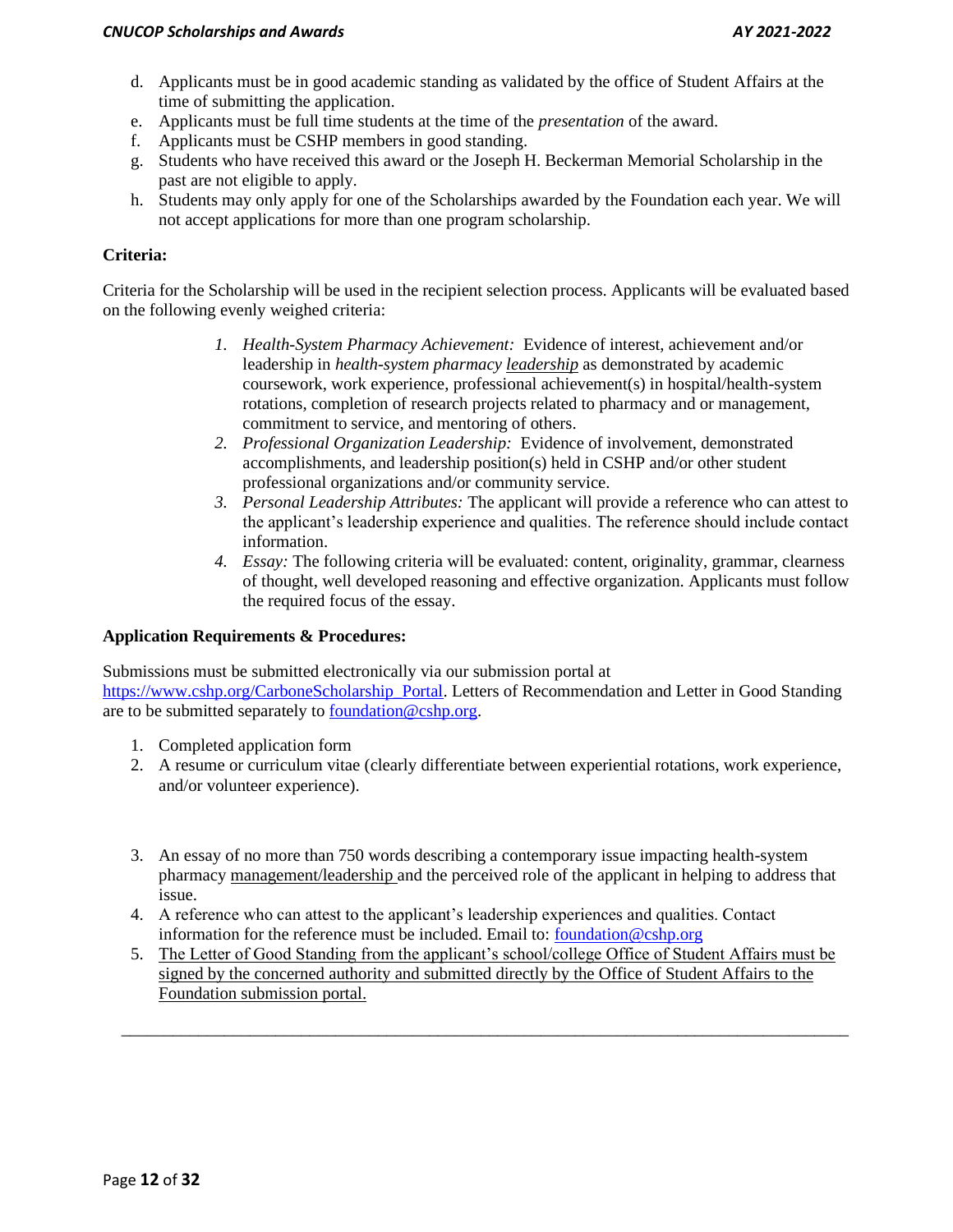d. Applicants must be in good academic standing as validated by the office of Student Affairs at the time of submitting the application.
e. Applicants must be full time students at the time of the *presentation* of the award.
f. Applicants must be CSHP members in good standing.
g. Students who have received this award or the Joseph H. Beckerman Memorial Scholarship in the past are not eligible to apply.
h. Students may only apply for one of the Scholarships awarded by the Foundation each year. We will not accept applications for more than one program scholarship.

**Criteria:**

Criteria for the Scholarship will be used in the recipient selection process. Applicants will be evaluated based on the following evenly weighed criteria:

1. *Health-System Pharmacy Achievement:* Evidence of interest, achievement and/or leadership in *health-system pharmacy* <u>*leadership*</u> as demonstrated by academic coursework, work experience, professional achievement(s) in hospital/health-system rotations, completion of research projects related to pharmacy and or management, commitment to service, and mentoring of others.
2. *Professional Organization Leadership:* Evidence of involvement, demonstrated accomplishments, and leadership position(s) held in CSHP and/or other student professional organizations and/or community service.
3. *Personal Leadership Attributes:* The applicant will provide a reference who can attest to the applicant's leadership experience and qualities. The reference should include contact information.
4. *Essay:* The following criteria will be evaluated: content, originality, grammar, clearness of thought, well developed reasoning and effective organization. Applicants must follow the required focus of the essay.

**Application Requirements & Procedures:**

Submissions must be submitted electronically via our submission portal at [https://www.cshp.org/CarboneScholarship_Portal](https://www.cshp.org/CarboneScholarship_Portal). Letters of Recommendation and Letter in Good Standing are to be submitted separately to [foundation@cshp.org](mailto:foundation@cshp.org).

1. Completed application form
2. A resume or curriculum vitae (clearly differentiate between experiential rotations, work experience, and/or volunteer experience).
3. An essay of no more than 750 words describing a contemporary issue impacting health-system pharmacy <u>management/leadership</u> and the perceived role of the applicant in helping to address that issue.
4. A reference who can attest to the applicant's leadership experiences and qualities. Contact information for the reference must be included. Email to: [foundation@cshp.org](mailto:foundation@cshp.org)
5. <u>The Letter of Good Standing from the applicant's school/college Office of Student Affairs must be signed by the concerned authority and submitted directly by the Office of Student Affairs to the Foundation submission portal.</u>

---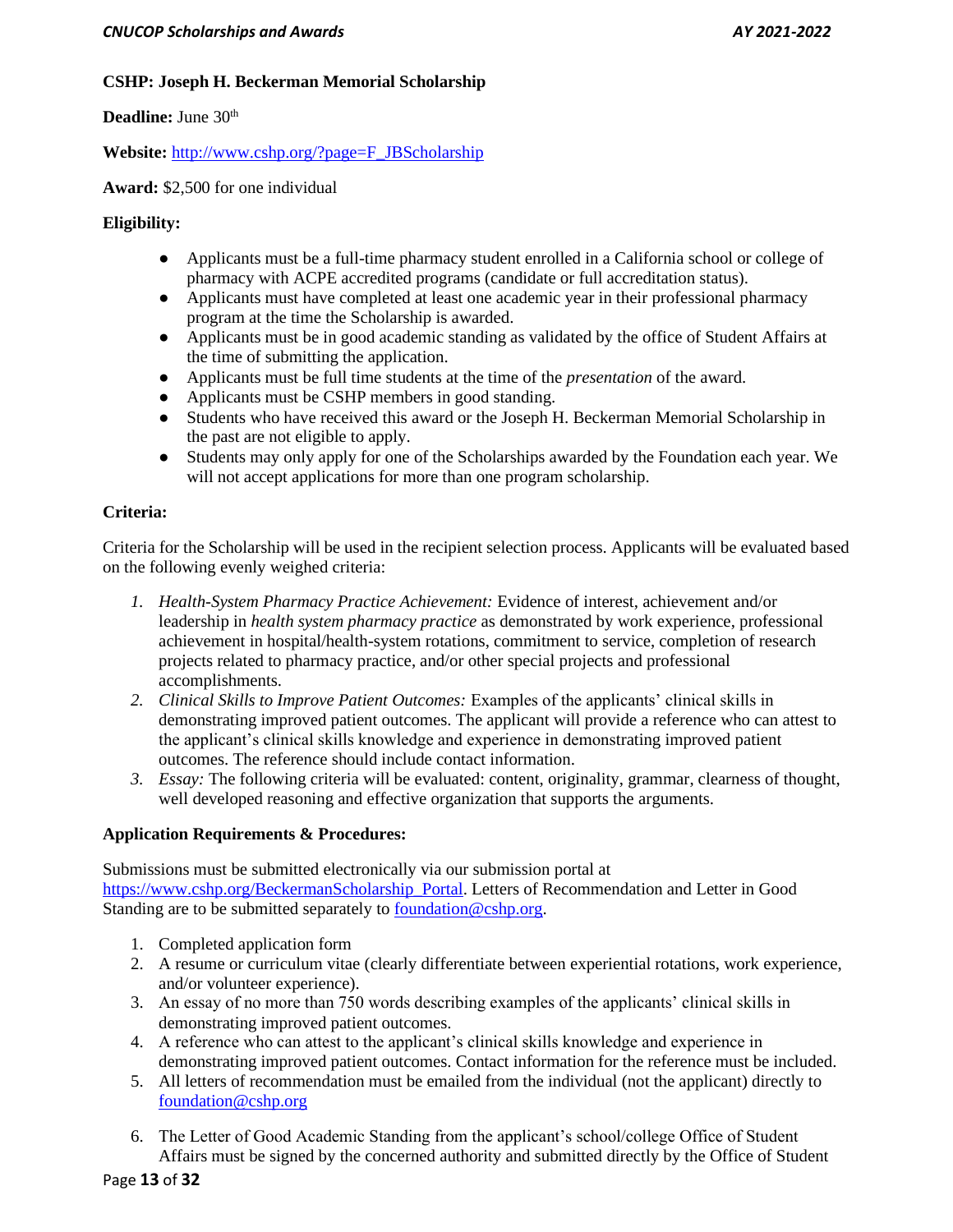**CSHP: Joseph H. Beckerman Memorial Scholarship**

**Deadline:** June 30th

**Website:** [http://www.cshp.org/?page=F_JBScholarship](http://www.cshp.org/?page=F_JBScholarship)

**Award:** $2,500 for one individual

**Eligibility:**

- Applicants must be a full-time pharmacy student enrolled in a California school or college of pharmacy with ACPE accredited programs (candidate or full accreditation status).
- Applicants must have completed at least one academic year in their professional pharmacy program at the time the Scholarship is awarded.
- Applicants must be in good academic standing as validated by the office of Student Affairs at the time of submitting the application.
- Applicants must be full time students at the time of the *presentation* of the award.
- Applicants must be CSHP members in good standing.
- Students who have received this award or the Joseph H. Beckerman Memorial Scholarship in the past are not eligible to apply.
- Students may only apply for one of the Scholarships awarded by the Foundation each year. We will not accept applications for more than one program scholarship.

**Criteria:**

Criteria for the Scholarship will be used in the recipient selection process. Applicants will be evaluated based on the following evenly weighed criteria:

1. *Health-System Pharmacy Practice Achievement:* Evidence of interest, achievement and/or leadership in *health system pharmacy practice* as demonstrated by work experience, professional achievement in hospital/health-system rotations, commitment to service, completion of research projects related to pharmacy practice, and/or other special projects and professional accomplishments.
2. *Clinical Skills to Improve Patient Outcomes:* Examples of the applicants' clinical skills in demonstrating improved patient outcomes. The applicant will provide a reference who can attest to the applicant's clinical skills knowledge and experience in demonstrating improved patient outcomes. The reference should include contact information.
3. *Essay:* The following criteria will be evaluated: content, originality, grammar, clearness of thought, well developed reasoning and effective organization that supports the arguments.

**Application Requirements & Procedures:**

Submissions must be submitted electronically via our submission portal at [https://www.cshp.org/BeckermanScholarship_Portal](https://www.cshp.org/BeckermanScholarship_Portal). Letters of Recommendation and Letter in Good Standing are to be submitted separately to [foundation@cshp.org](mailto:foundation@cshp.org).

1. Completed application form
2. A resume or curriculum vitae (clearly differentiate between experiential rotations, work experience, and/or volunteer experience).
3. An essay of no more than 750 words describing examples of the applicants' clinical skills in demonstrating improved patient outcomes.
4. A reference who can attest to the applicant's clinical skills knowledge and experience in demonstrating improved patient outcomes. Contact information for the reference must be included.
5. All letters of recommendation must be emailed from the individual (not the applicant) directly to [foundation@cshp.org](mailto:foundation@cshp.org)
6. The Letter of Good Academic Standing from the applicant's school/college Office of Student Affairs must be signed by the concerned authority and submitted directly by the Office of Student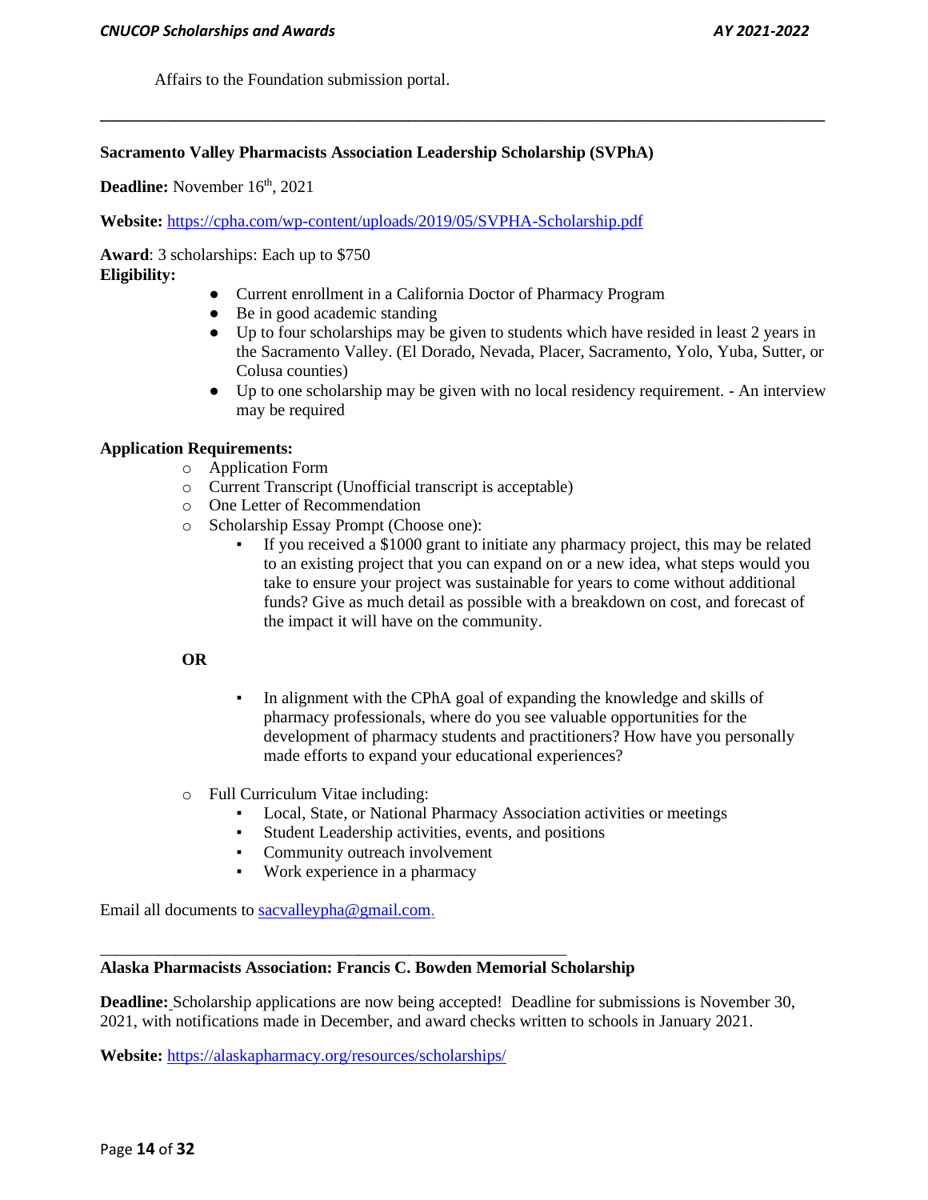Affairs to the Foundation submission portal.

---

**Sacramento Valley Pharmacists Association Leadership Scholarship (SVPhA)**

**Deadline:** November 16th, 2021

**Website:** https://cpha.com/wp-content/uploads/2019/05/SVPHA-Scholarship.pdf

**Award**: 3 scholarships: Each up to $750

**Eligibility:**

- Current enrollment in a California Doctor of Pharmacy Program
- Be in good academic standing
- Up to four scholarships may be given to students which have resided in least 2 years in the Sacramento Valley. (El Dorado, Nevada, Placer, Sacramento, Yolo, Yuba, Sutter, or Colusa counties)
- Up to one scholarship may be given with no local residency requirement. - An interview may be required

**Application Requirements:**

- Application Form
- Current Transcript (Unofficial transcript is acceptable)
- One Letter of Recommendation
- Scholarship Essay Prompt (Choose one):
    - If you received a $1000 grant to initiate any pharmacy project, this may be related to an existing project that you can expand on or a new idea, what steps would you take to ensure your project was sustainable for years to come without additional funds? Give as much detail as possible with a breakdown on cost, and forecast of the impact it will have on the community.

  **OR**

    - In alignment with the CPhA goal of expanding the knowledge and skills of pharmacy professionals, where do you see valuable opportunities for the development of pharmacy students and practitioners? How have you personally made efforts to expand your educational experiences?
- Full Curriculum Vitae including:
    - Local, State, or National Pharmacy Association activities or meetings
    - Student Leadership activities, events, and positions
    - Community outreach involvement
    - Work experience in a pharmacy

Email all documents to sacvalleypha@gmail.com.

---

**Alaska Pharmacists Association: Francis C. Bowden Memorial Scholarship**

**Deadline:** Scholarship applications are now being accepted! Deadline for submissions is November 30, 2021, with notifications made in December, and award checks written to schools in January 2021.

**Website:** https://alaskapharmacy.org/resources/scholarships/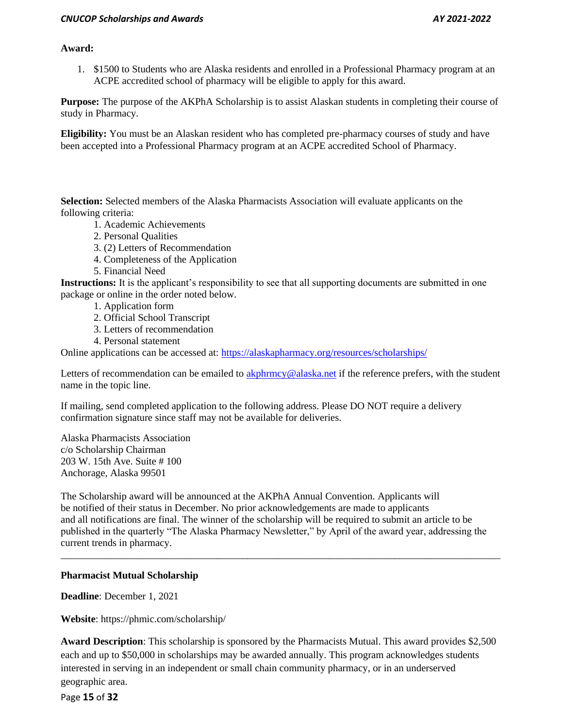**Award:**

1. $1500 to Students who are Alaska residents and enrolled in a Professional Pharmacy program at an ACPE accredited school of pharmacy will be eligible to apply for this award.

**Purpose:** The purpose of the AKPhA Scholarship is to assist Alaskan students in completing their course of study in Pharmacy.

**Eligibility:** You must be an Alaskan resident who has completed pre-pharmacy courses of study and have been accepted into a Professional Pharmacy program at an ACPE accredited School of Pharmacy.

**Selection:** Selected members of the Alaska Pharmacists Association will evaluate applicants on the following criteria:

1. Academic Achievements
2. Personal Qualities
3. (2) Letters of Recommendation
4. Completeness of the Application
5. Financial Need

**Instructions:** It is the applicant's responsibility to see that all supporting documents are submitted in one package or online in the order noted below.

1. Application form
2. Official School Transcript
3. Letters of recommendation
4. Personal statement

Online applications can be accessed at: https://alaskapharmacy.org/resources/scholarships/

Letters of recommendation can be emailed to akphrmcy@alaska.net if the reference prefers, with the student name in the topic line.

If mailing, send completed application to the following address. Please DO NOT require a delivery confirmation signature since staff may not be available for deliveries.

Alaska Pharmacists Association
c/o Scholarship Chairman
203 W. 15th Ave. Suite # 100
Anchorage, Alaska 99501

The Scholarship award will be announced at the AKPhA Annual Convention. Applicants will be notified of their status in December. No prior acknowledgements are made to applicants and all notifications are final. The winner of the scholarship will be required to submit an article to be published in the quarterly "The Alaska Pharmacy Newsletter," by April of the award year, addressing the current trends in pharmacy.

---

**Pharmacist Mutual Scholarship**

**Deadline**: December 1, 2021

**Website**: https://phmic.com/scholarship/

**Award Description**: This scholarship is sponsored by the Pharmacists Mutual. This award provides $2,500 each and up to $50,000 in scholarships may be awarded annually. This program acknowledges students interested in serving in an independent or small chain community pharmacy, or in an underserved geographic area.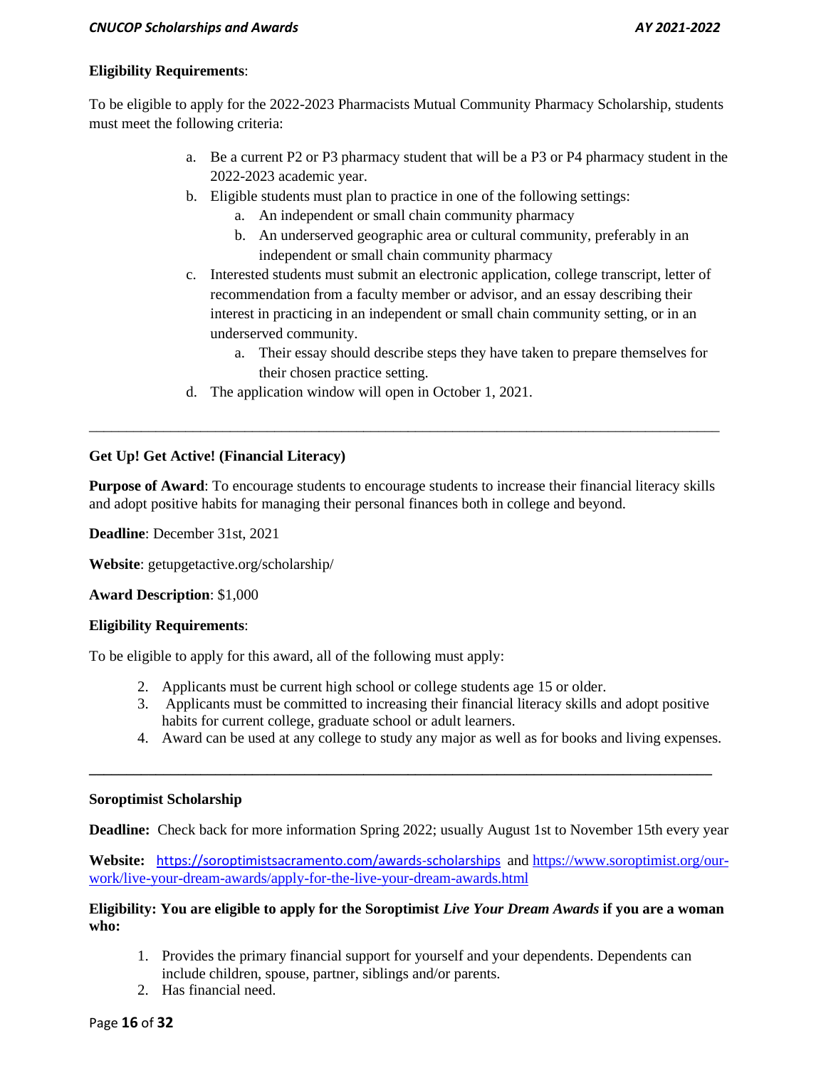**Eligibility Requirements**:

To be eligible to apply for the 2022-2023 Pharmacists Mutual Community Pharmacy Scholarship, students must meet the following criteria:

a. Be a current P2 or P3 pharmacy student that will be a P3 or P4 pharmacy student in the 2022-2023 academic year.
b. Eligible students must plan to practice in one of the following settings:
    a. An independent or small chain community pharmacy
    b. An underserved geographic area or cultural community, preferably in an independent or small chain community pharmacy
c. Interested students must submit an electronic application, college transcript, letter of recommendation from a faculty member or advisor, and an essay describing their interest in practicing in an independent or small chain community setting, or in an underserved community.
    a. Their essay should describe steps they have taken to prepare themselves for their chosen practice setting.
d. The application window will open in October 1, 2021.

---

**Get Up! Get Active! (Financial Literacy)**

**Purpose of Award**: To encourage students to encourage students to increase their financial literacy skills and adopt positive habits for managing their personal finances both in college and beyond.

**Deadline**: December 31st, 2021

**Website**: getupgetactive.org/scholarship/

**Award Description**: $1,000

**Eligibility Requirements**:

To be eligible to apply for this award, all of the following must apply:

2. Applicants must be current high school or college students age 15 or older.
3. Applicants must be committed to increasing their financial literacy skills and adopt positive habits for current college, graduate school or adult learners.
4. Award can be used at any college to study any major as well as for books and living expenses.

---

**Soroptimist Scholarship**

**Deadline:** Check back for more information Spring 2022; usually August 1st to November 15th every year

**Website:** https://soroptimistsacramento.com/awards-scholarships and https://www.soroptimist.org/our-work/live-your-dream-awards/apply-for-the-live-your-dream-awards.html

**Eligibility: You are eligible to apply for the Soroptimist *Live Your Dream Awards* if you are a woman who:**

1. Provides the primary financial support for yourself and your dependents. Dependents can include children, spouse, partner, siblings and/or parents.
2. Has financial need.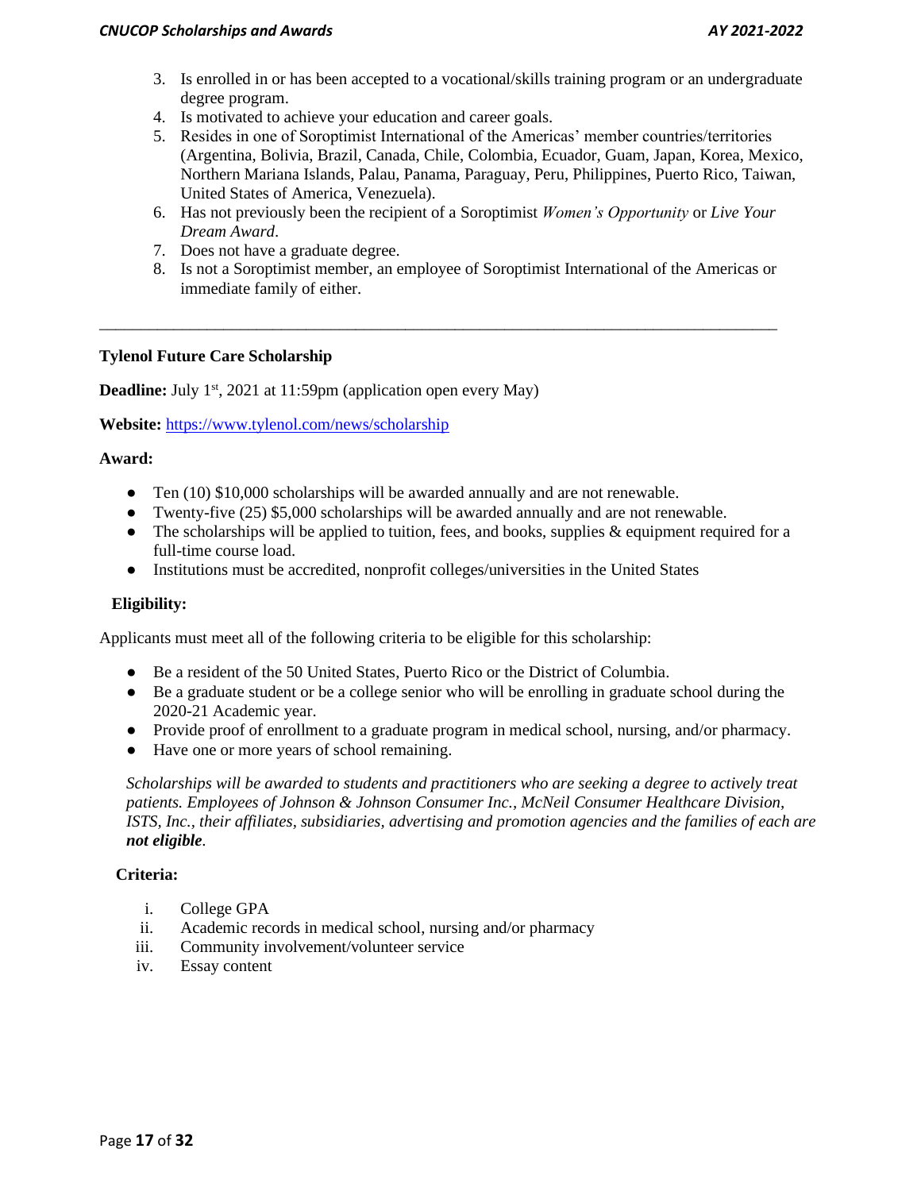3. Is enrolled in or has been accepted to a vocational/skills training program or an undergraduate degree program.
4. Is motivated to achieve your education and career goals.
5. Resides in one of Soroptimist International of the Americas' member countries/territories (Argentina, Bolivia, Brazil, Canada, Chile, Colombia, Ecuador, Guam, Japan, Korea, Mexico, Northern Mariana Islands, Palau, Panama, Paraguay, Peru, Philippines, Puerto Rico, Taiwan, United States of America, Venezuela).
6. Has not previously been the recipient of a Soroptimist *Women's Opportunity* or *Live Your Dream Award*.
7. Does not have a graduate degree.
8. Is not a Soroptimist member, an employee of Soroptimist International of the Americas or immediate family of either.

---

**Tylenol Future Care Scholarship**

**Deadline:** July 1st, 2021 at 11:59pm (application open every May)

**Website:** https://www.tylenol.com/news/scholarship

**Award:**

- Ten (10) $10,000 scholarships will be awarded annually and are not renewable.
- Twenty-five (25) $5,000 scholarships will be awarded annually and are not renewable.
- The scholarships will be applied to tuition, fees, and books, supplies & equipment required for a full-time course load.
- Institutions must be accredited, nonprofit colleges/universities in the United States

**Eligibility:**

Applicants must meet all of the following criteria to be eligible for this scholarship:

- Be a resident of the 50 United States, Puerto Rico or the District of Columbia.
- Be a graduate student or be a college senior who will be enrolling in graduate school during the 2020-21 Academic year.
- Provide proof of enrollment to a graduate program in medical school, nursing, and/or pharmacy.
- Have one or more years of school remaining.

*Scholarships will be awarded to students and practitioners who are seeking a degree to actively treat patients. Employees of Johnson & Johnson Consumer Inc., McNeil Consumer Healthcare Division, ISTS, Inc., their affiliates, subsidiaries, advertising and promotion agencies and the families of each are **not eligible**.*

**Criteria:**

i. College GPA
ii. Academic records in medical school, nursing and/or pharmacy
iii. Community involvement/volunteer service
iv. Essay content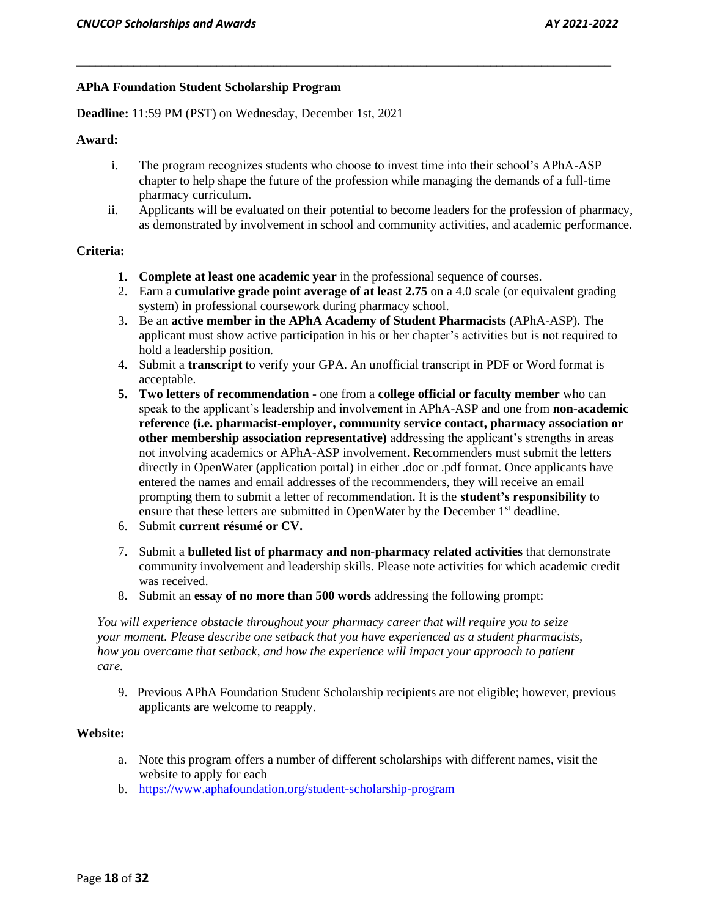## APhA Foundation Student Scholarship Program

**Deadline:** 11:59 PM (PST) on Wednesday, December 1st, 2021

**Award:**

- i. The program recognizes students who choose to invest time into their school's APhA-ASP chapter to help shape the future of the profession while managing the demands of a full-time pharmacy curriculum.
- ii. Applicants will be evaluated on their potential to become leaders for the profession of pharmacy, as demonstrated by involvement in school and community activities, and academic performance.

**Criteria:**

1. **Complete at least one academic year** in the professional sequence of courses.
2. Earn a **cumulative grade point average of at least 2.75** on a 4.0 scale (or equivalent grading system) in professional coursework during pharmacy school.
3. Be an **active member in the APhA Academy of Student Pharmacists** (APhA-ASP). The applicant must show active participation in his or her chapter's activities but is not required to hold a leadership position.
4. Submit a **transcript** to verify your GPA. An unofficial transcript in PDF or Word format is acceptable.
5. **Two letters of recommendation** - one from a **college official or faculty member** who can speak to the applicant's leadership and involvement in APhA-ASP and one from **non-academic reference (i.e. pharmacist-employer, community service contact, pharmacy association or other membership association representative)** addressing the applicant's strengths in areas not involving academics or APhA-ASP involvement. Recommenders must submit the letters directly in OpenWater (application portal) in either .doc or .pdf format. Once applicants have entered the names and email addresses of the recommenders, they will receive an email prompting them to submit a letter of recommendation. It is the **student's responsibility** to ensure that these letters are submitted in OpenWater by the December 1st deadline.
6. Submit **current résumé or CV.**
7. Submit a **bulleted list of pharmacy and non-pharmacy related activities** that demonstrate community involvement and leadership skills. Please note activities for which academic credit was received.
8. Submit an **essay of no more than 500 words** addressing the following prompt:

*You will experience obstacle throughout your pharmacy career that will require you to seize your moment. Please describe one setback that you have experienced as a student pharmacists, how you overcame that setback, and how the experience will impact your approach to patient care.*

9. Previous APhA Foundation Student Scholarship recipients are not eligible; however, previous applicants are welcome to reapply.

**Website:**

- a. Note this program offers a number of different scholarships with different names, visit the website to apply for each
- b. https://www.aphafoundation.org/student-scholarship-program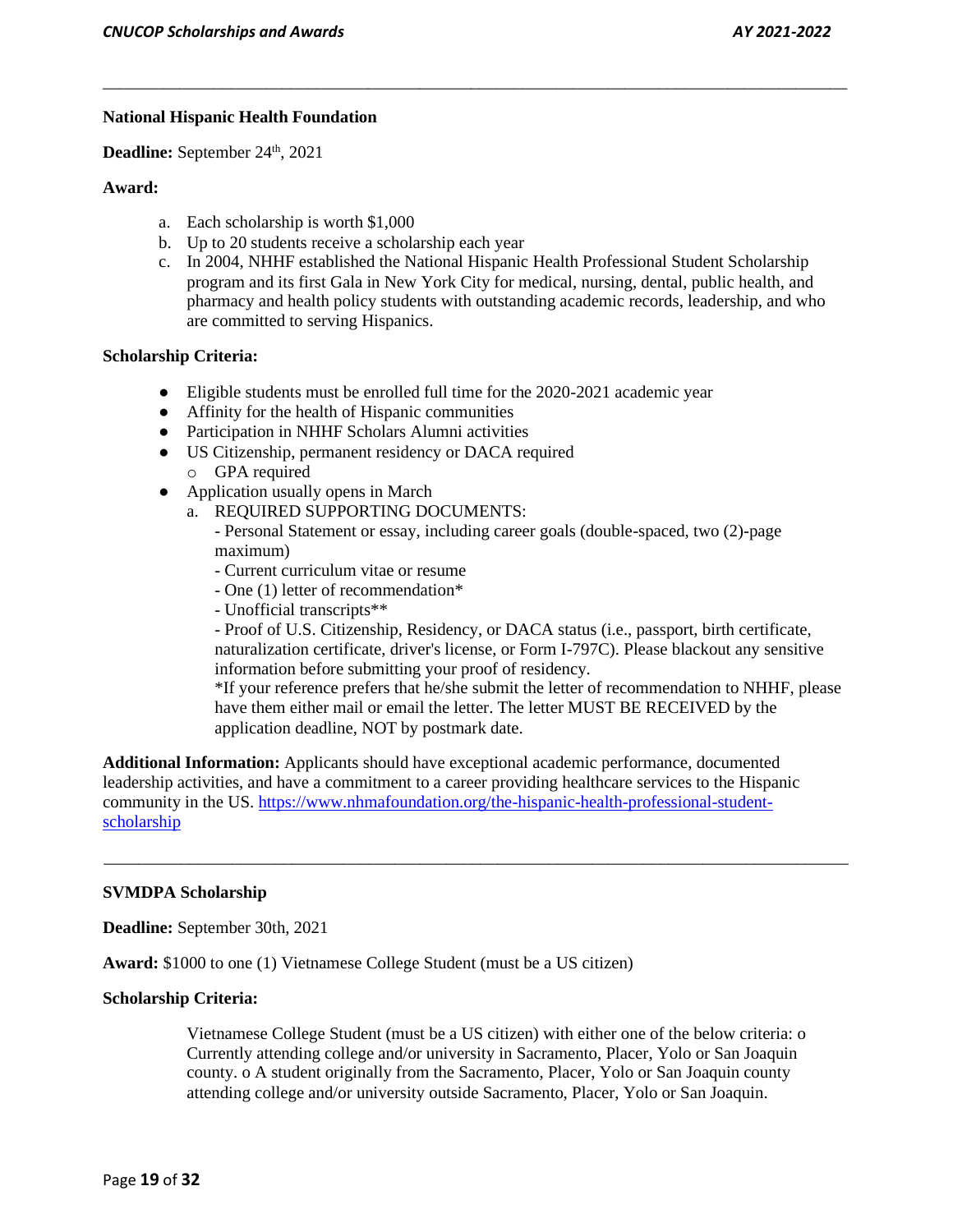**National Hispanic Health Foundation**

**Deadline:** September 24th, 2021

**Award:**

a. Each scholarship is worth $1,000
b. Up to 20 students receive a scholarship each year
c. In 2004, NHHF established the National Hispanic Health Professional Student Scholarship program and its first Gala in New York City for medical, nursing, dental, public health, and pharmacy and health policy students with outstanding academic records, leadership, and who are committed to serving Hispanics.

**Scholarship Criteria:**

- Eligible students must be enrolled full time for the 2020-2021 academic year
- Affinity for the health of Hispanic communities
- Participation in NHHF Scholars Alumni activities
- US Citizenship, permanent residency or DACA required
  - GPA required
- Application usually opens in March
  a. REQUIRED SUPPORTING DOCUMENTS:
     - Personal Statement or essay, including career goals (double-spaced, two (2)-page maximum)
     - Current curriculum vitae or resume
     - One (1) letter of recommendation*
     - Unofficial transcripts**
     - Proof of U.S. Citizenship, Residency, or DACA status (i.e., passport, birth certificate, naturalization certificate, driver's license, or Form I-797C). Please blackout any sensitive information before submitting your proof of residency.

     *If your reference prefers that he/she submit the letter of recommendation to NHHF, please have them either mail or email the letter. The letter MUST BE RECEIVED by the application deadline, NOT by postmark date.

**Additional Information:** Applicants should have exceptional academic performance, documented leadership activities, and have a commitment to a career providing healthcare services to the Hispanic community in the US. https://www.nhmafoundation.org/the-hispanic-health-professional-student-scholarship

---

**SVMDPA Scholarship**

**Deadline:** September 30th, 2021

**Award:** $1000 to one (1) Vietnamese College Student (must be a US citizen)

**Scholarship Criteria:**

Vietnamese College Student (must be a US citizen) with either one of the below criteria: o Currently attending college and/or university in Sacramento, Placer, Yolo or San Joaquin county. o A student originally from the Sacramento, Placer, Yolo or San Joaquin county attending college and/or university outside Sacramento, Placer, Yolo or San Joaquin.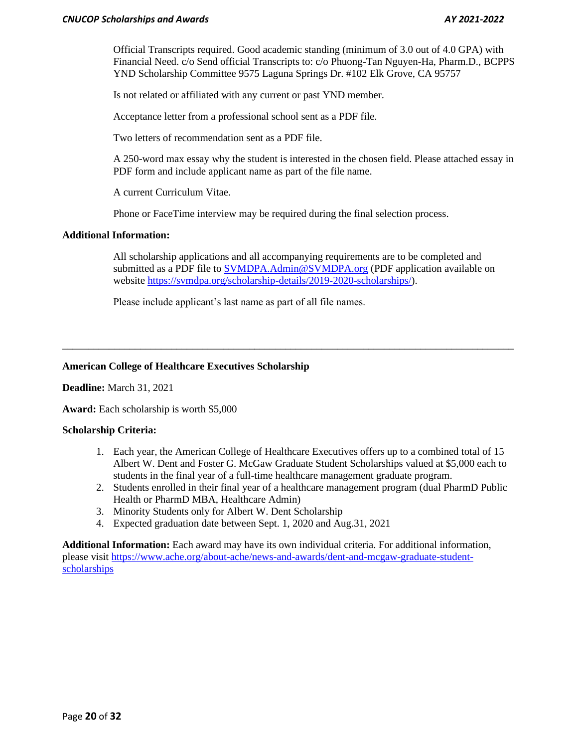Official Transcripts required. Good academic standing (minimum of 3.0 out of 4.0 GPA) with Financial Need. c/o Send official Transcripts to: c/o Phuong-Tan Nguyen-Ha, Pharm.D., BCPPS YND Scholarship Committee 9575 Laguna Springs Dr. #102 Elk Grove, CA 95757

Is not related or affiliated with any current or past YND member.

Acceptance letter from a professional school sent as a PDF file.

Two letters of recommendation sent as a PDF file.

A 250-word max essay why the student is interested in the chosen field. Please attached essay in PDF form and include applicant name as part of the file name.

A current Curriculum Vitae.

Phone or FaceTime interview may be required during the final selection process.

**Additional Information:**

All scholarship applications and all accompanying requirements are to be completed and submitted as a PDF file to SVMDPA.Admin@SVMDPA.org (PDF application available on website https://svmdpa.org/scholarship-details/2019-2020-scholarships/).

Please include applicant's last name as part of all file names.

---

**American College of Healthcare Executives Scholarship**

**Deadline:** March 31, 2021

**Award:** Each scholarship is worth $5,000

**Scholarship Criteria:**

1. Each year, the American College of Healthcare Executives offers up to a combined total of 15 Albert W. Dent and Foster G. McGaw Graduate Student Scholarships valued at $5,000 each to students in the final year of a full-time healthcare management graduate program.
2. Students enrolled in their final year of a healthcare management program (dual PharmD Public Health or PharmD MBA, Healthcare Admin)
3. Minority Students only for Albert W. Dent Scholarship
4. Expected graduation date between Sept. 1, 2020 and Aug.31, 2021

**Additional Information:** Each award may have its own individual criteria. For additional information, please visit https://www.ache.org/about-ache/news-and-awards/dent-and-mcgaw-graduate-student-scholarships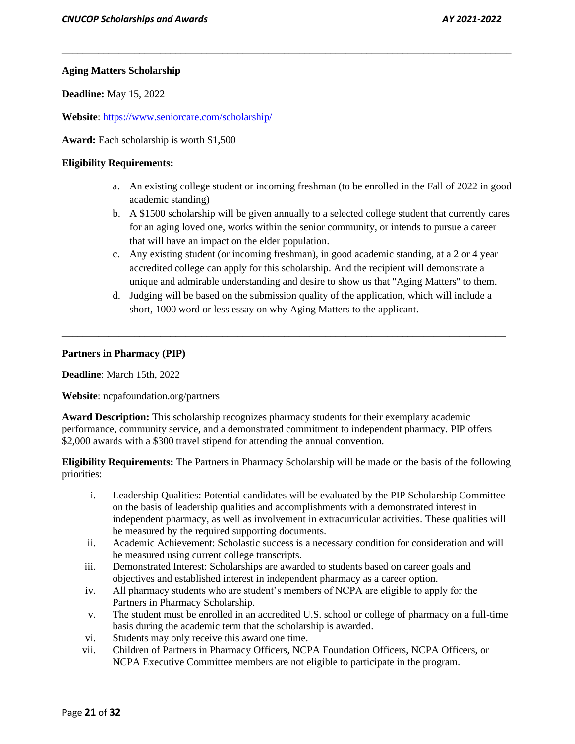**Aging Matters Scholarship**

**Deadline:** May 15, 2022

**Website**: [https://www.seniorcare.com/scholarship/](https://www.seniorcare.com/scholarship/)

**Award:** Each scholarship is worth $1,500

**Eligibility Requirements:**

a. An existing college student or incoming freshman (to be enrolled in the Fall of 2022 in good academic standing)
b. A $1500 scholarship will be given annually to a selected college student that currently cares for an aging loved one, works within the senior community, or intends to pursue a career that will have an impact on the elder population.
c. Any existing student (or incoming freshman), in good academic standing, at a 2 or 4 year accredited college can apply for this scholarship. And the recipient will demonstrate a unique and admirable understanding and desire to show us that "Aging Matters" to them.
d. Judging will be based on the submission quality of the application, which will include a short, 1000 word or less essay on why Aging Matters to the applicant.

---

**Partners in Pharmacy (PIP)**

**Deadline**: March 15th, 2022

**Website**: ncpafoundation.org/partners

**Award Description:** This scholarship recognizes pharmacy students for their exemplary academic performance, community service, and a demonstrated commitment to independent pharmacy. PIP offers $2,000 awards with a $300 travel stipend for attending the annual convention.

**Eligibility Requirements:** The Partners in Pharmacy Scholarship will be made on the basis of the following priorities:

i. Leadership Qualities: Potential candidates will be evaluated by the PIP Scholarship Committee on the basis of leadership qualities and accomplishments with a demonstrated interest in independent pharmacy, as well as involvement in extracurricular activities. These qualities will be measured by the required supporting documents.
ii. Academic Achievement: Scholastic success is a necessary condition for consideration and will be measured using current college transcripts.
iii. Demonstrated Interest: Scholarships are awarded to students based on career goals and objectives and established interest in independent pharmacy as a career option.
iv. All pharmacy students who are student's members of NCPA are eligible to apply for the Partners in Pharmacy Scholarship.
v. The student must be enrolled in an accredited U.S. school or college of pharmacy on a full-time basis during the academic term that the scholarship is awarded.
vi. Students may only receive this award one time.
vii. Children of Partners in Pharmacy Officers, NCPA Foundation Officers, NCPA Officers, or NCPA Executive Committee members are not eligible to participate in the program.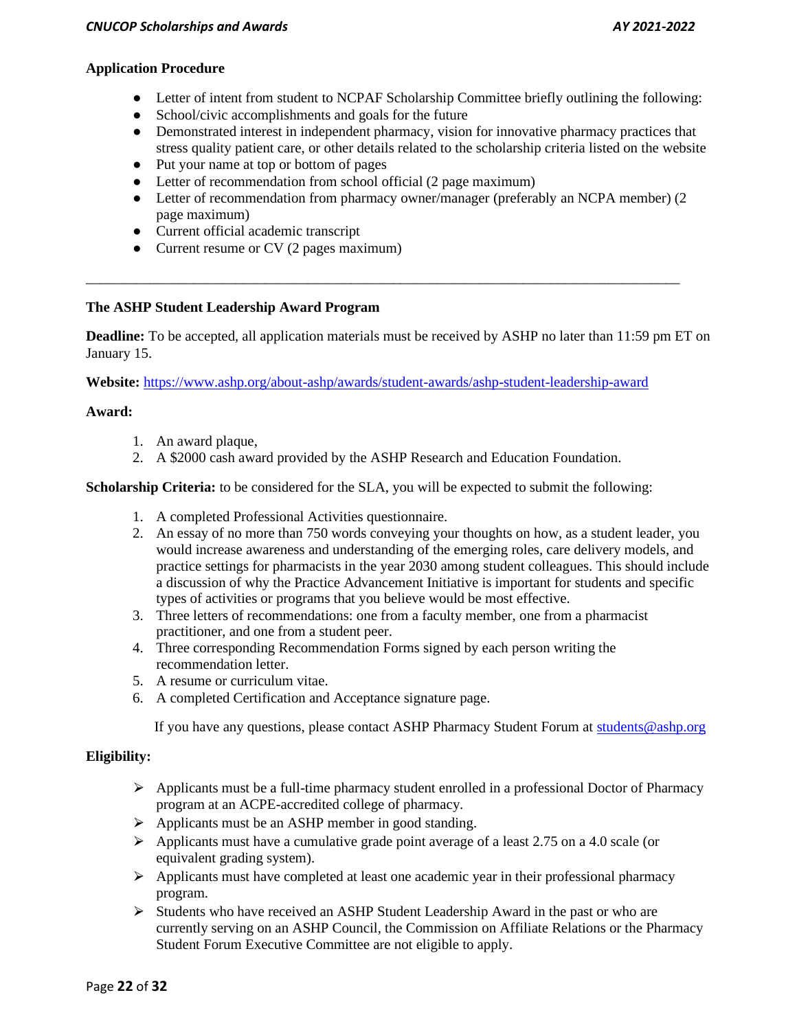**Application Procedure**

- Letter of intent from student to NCPAF Scholarship Committee briefly outlining the following:
- School/civic accomplishments and goals for the future
- Demonstrated interest in independent pharmacy, vision for innovative pharmacy practices that stress quality patient care, or other details related to the scholarship criteria listed on the website
- Put your name at top or bottom of pages
- Letter of recommendation from school official (2 page maximum)
- Letter of recommendation from pharmacy owner/manager (preferably an NCPA member) (2 page maximum)
- Current official academic transcript
- Current resume or CV (2 pages maximum)

---

**The ASHP Student Leadership Award Program**

**Deadline:** To be accepted, all application materials must be received by ASHP no later than 11:59 pm ET on January 15.

**Website:** [https://www.ashp.org/about-ashp/awards/student-awards/ashp-student-leadership-award](https://www.ashp.org/about-ashp/awards/student-awards/ashp-student-leadership-award)

**Award:**

1. An award plaque,
2. A $2000 cash award provided by the ASHP Research and Education Foundation.

**Scholarship Criteria:** to be considered for the SLA, you will be expected to submit the following:

1. A completed Professional Activities questionnaire.
2. An essay of no more than 750 words conveying your thoughts on how, as a student leader, you would increase awareness and understanding of the emerging roles, care delivery models, and practice settings for pharmacists in the year 2030 among student colleagues. This should include a discussion of why the Practice Advancement Initiative is important for students and specific types of activities or programs that you believe would be most effective.
3. Three letters of recommendations: one from a faculty member, one from a pharmacist practitioner, and one from a student peer.
4. Three corresponding Recommendation Forms signed by each person writing the recommendation letter.
5. A resume or curriculum vitae.
6. A completed Certification and Acceptance signature page.

If you have any questions, please contact ASHP Pharmacy Student Forum at [students@ashp.org](mailto:students@ashp.org)

**Eligibility:**

- Applicants must be a full-time pharmacy student enrolled in a professional Doctor of Pharmacy program at an ACPE-accredited college of pharmacy.
- Applicants must be an ASHP member in good standing.
- Applicants must have a cumulative grade point average of a least 2.75 on a 4.0 scale (or equivalent grading system).
- Applicants must have completed at least one academic year in their professional pharmacy program.
- Students who have received an ASHP Student Leadership Award in the past or who are currently serving on an ASHP Council, the Commission on Affiliate Relations or the Pharmacy Student Forum Executive Committee are not eligible to apply.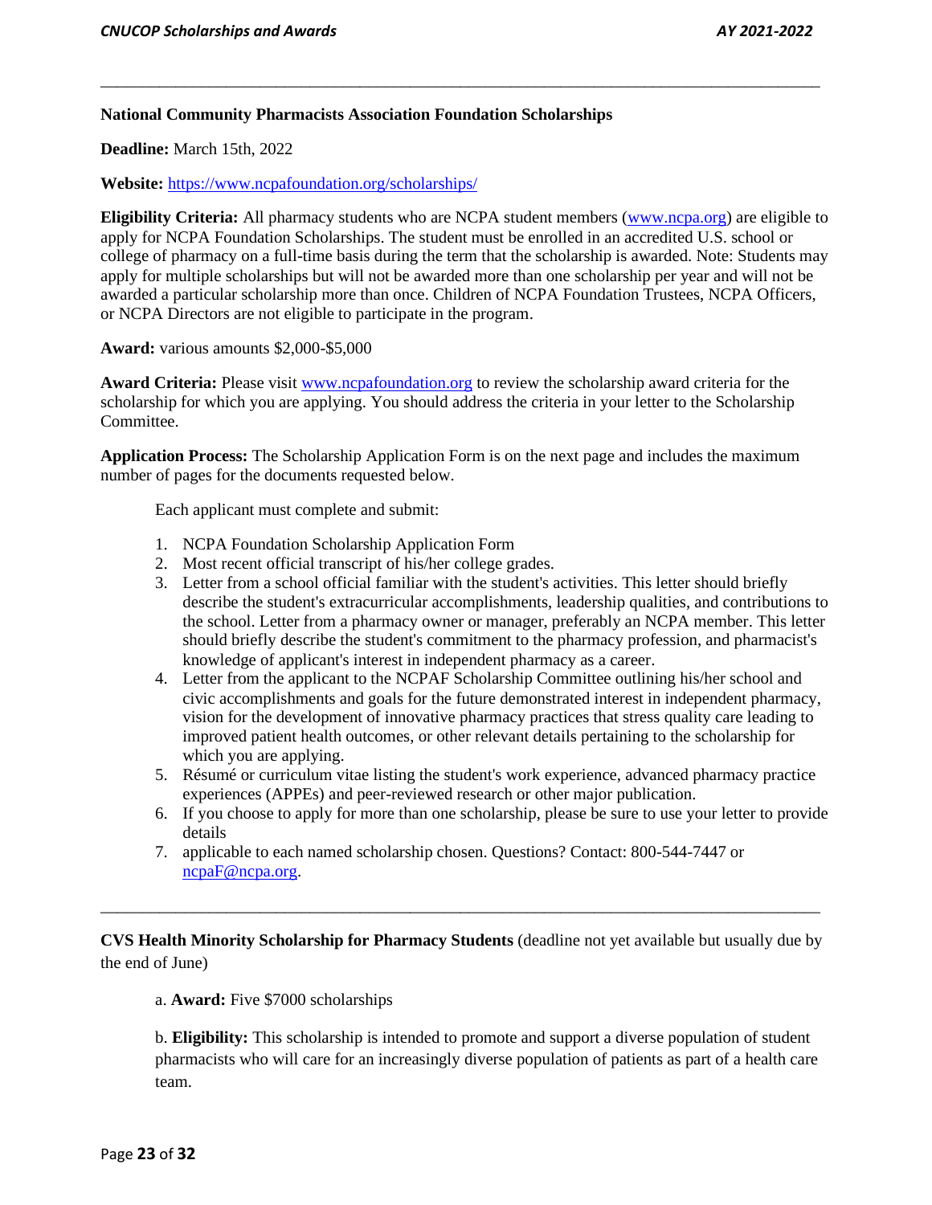---

**National Community Pharmacists Association Foundation Scholarships**

**Deadline:** March 15th, 2022

**Website:** https://www.ncpafoundation.org/scholarships/

**Eligibility Criteria:** All pharmacy students who are NCPA student members (www.ncpa.org) are eligible to apply for NCPA Foundation Scholarships. The student must be enrolled in an accredited U.S. school or college of pharmacy on a full-time basis during the term that the scholarship is awarded. Note: Students may apply for multiple scholarships but will not be awarded more than one scholarship per year and will not be awarded a particular scholarship more than once. Children of NCPA Foundation Trustees, NCPA Officers, or NCPA Directors are not eligible to participate in the program.

**Award:** various amounts $2,000-$5,000

**Award Criteria:** Please visit www.ncpafoundation.org to review the scholarship award criteria for the scholarship for which you are applying. You should address the criteria in your letter to the Scholarship Committee.

**Application Process:** The Scholarship Application Form is on the next page and includes the maximum number of pages for the documents requested below.

Each applicant must complete and submit:

1. NCPA Foundation Scholarship Application Form
2. Most recent official transcript of his/her college grades.
3. Letter from a school official familiar with the student's activities. This letter should briefly describe the student's extracurricular accomplishments, leadership qualities, and contributions to the school. Letter from a pharmacy owner or manager, preferably an NCPA member. This letter should briefly describe the student's commitment to the pharmacy profession, and pharmacist's knowledge of applicant's interest in independent pharmacy as a career.
4. Letter from the applicant to the NCPAF Scholarship Committee outlining his/her school and civic accomplishments and goals for the future demonstrated interest in independent pharmacy, vision for the development of innovative pharmacy practices that stress quality care leading to improved patient health outcomes, or other relevant details pertaining to the scholarship for which you are applying.
5. Résumé or curriculum vitae listing the student's work experience, advanced pharmacy practice experiences (APPEs) and peer-reviewed research or other major publication.
6. If you choose to apply for more than one scholarship, please be sure to use your letter to provide details
7. applicable to each named scholarship chosen. Questions? Contact: 800-544-7447 or ncpaF@ncpa.org.

---

**CVS Health Minority Scholarship for Pharmacy Students** (deadline not yet available but usually due by the end of June)

a. **Award:** Five $7000 scholarships

b. **Eligibility:** This scholarship is intended to promote and support a diverse population of student pharmacists who will care for an increasingly diverse population of patients as part of a health care team.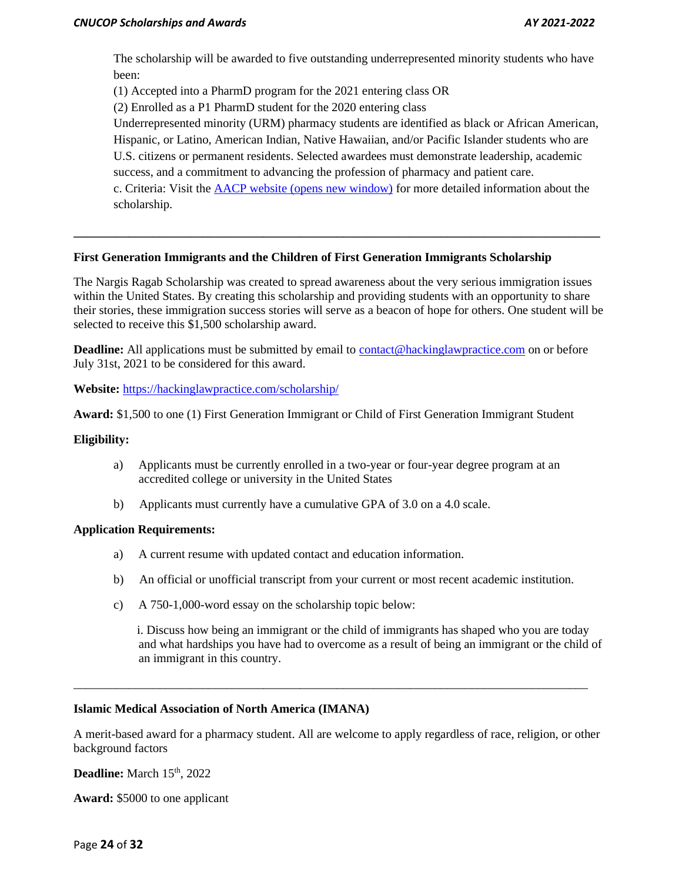The scholarship will be awarded to five outstanding underrepresented minority students who have been:

(1) Accepted into a PharmD program for the 2021 entering class OR

(2) Enrolled as a P1 PharmD student for the 2020 entering class

Underrepresented minority (URM) pharmacy students are identified as black or African American, Hispanic, or Latino, American Indian, Native Hawaiian, and/or Pacific Islander students who are U.S. citizens or permanent residents. Selected awardees must demonstrate leadership, academic success, and a commitment to advancing the profession of pharmacy and patient care.

c. Criteria: Visit the [AACP website (opens new window)]() for more detailed information about the scholarship.

---

**First Generation Immigrants and the Children of First Generation Immigrants Scholarship**

The Nargis Ragab Scholarship was created to spread awareness about the very serious immigration issues within the United States. By creating this scholarship and providing students with an opportunity to share their stories, these immigration success stories will serve as a beacon of hope for others. One student will be selected to receive this $1,500 scholarship award.

**Deadline:** All applications must be submitted by email to contact@hackinglawpractice.com on or before July 31st, 2021 to be considered for this award.

**Website:** https://hackinglawpractice.com/scholarship/

**Award:** $1,500 to one (1) First Generation Immigrant or Child of First Generation Immigrant Student

**Eligibility:**

a) Applicants must be currently enrolled in a two-year or four-year degree program at an accredited college or university in the United States

b) Applicants must currently have a cumulative GPA of 3.0 on a 4.0 scale.

**Application Requirements:**

a) A current resume with updated contact and education information.

b) An official or unofficial transcript from your current or most recent academic institution.

c) A 750-1,000-word essay on the scholarship topic below:

i. Discuss how being an immigrant or the child of immigrants has shaped who you are today and what hardships you have had to overcome as a result of being an immigrant or the child of an immigrant in this country.

---

**Islamic Medical Association of North America (IMANA)**

A merit-based award for a pharmacy student. All are welcome to apply regardless of race, religion, or other background factors

**Deadline:** March 15th, 2022

**Award:** $5000 to one applicant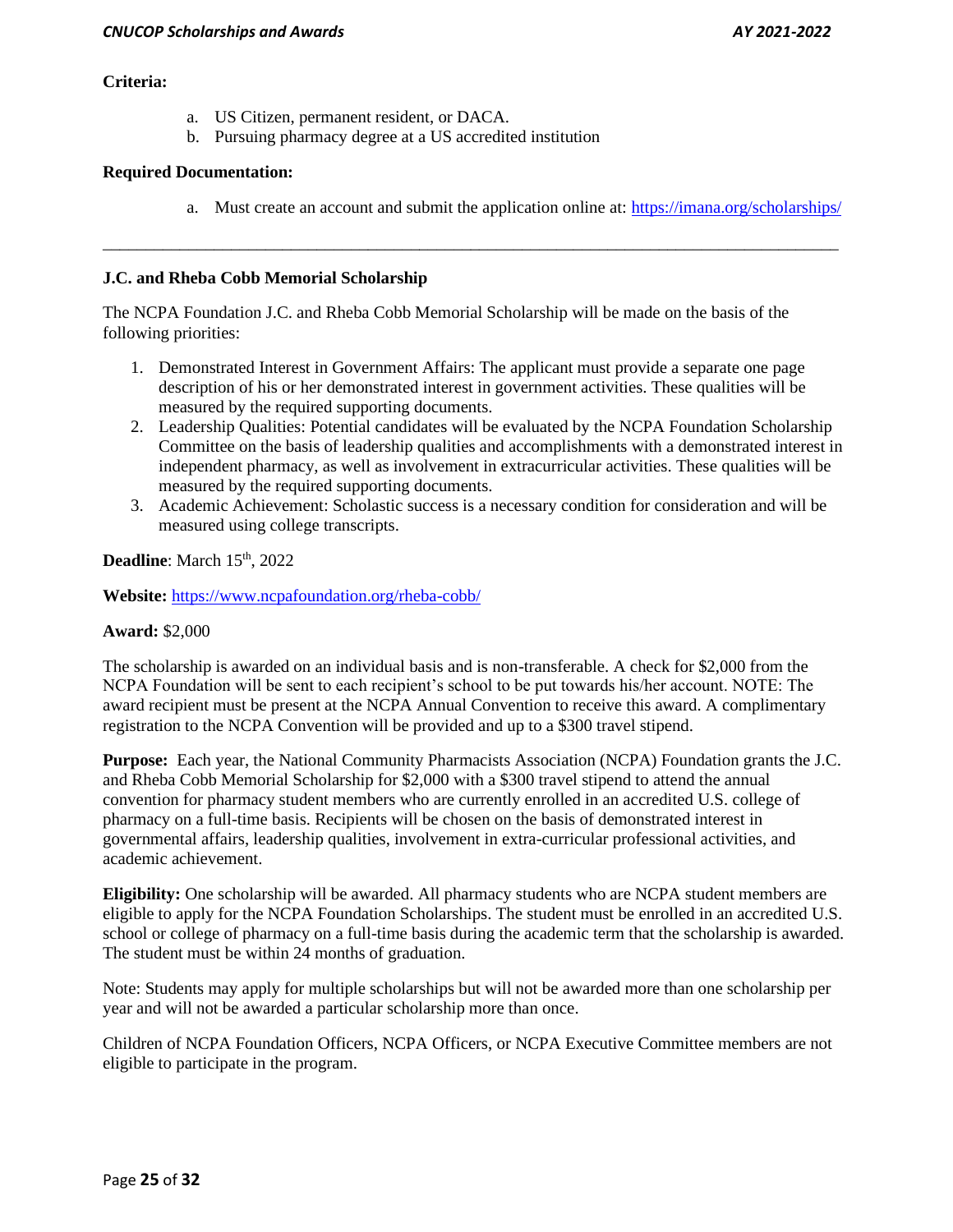**Criteria:**

a. US Citizen, permanent resident, or DACA.
b. Pursuing pharmacy degree at a US accredited institution

**Required Documentation:**

a. Must create an account and submit the application online at: https://imana.org/scholarships/

---

## J.C. and Rheba Cobb Memorial Scholarship

The NCPA Foundation J.C. and Rheba Cobb Memorial Scholarship will be made on the basis of the following priorities:

1. Demonstrated Interest in Government Affairs: The applicant must provide a separate one page description of his or her demonstrated interest in government activities. These qualities will be measured by the required supporting documents.
2. Leadership Qualities: Potential candidates will be evaluated by the NCPA Foundation Scholarship Committee on the basis of leadership qualities and accomplishments with a demonstrated interest in independent pharmacy, as well as involvement in extracurricular activities. These qualities will be measured by the required supporting documents.
3. Academic Achievement: Scholastic success is a necessary condition for consideration and will be measured using college transcripts.

**Deadline**: March 15th, 2022

**Website:** https://www.ncpafoundation.org/rheba-cobb/

**Award:** $2,000

The scholarship is awarded on an individual basis and is non-transferable. A check for $2,000 from the NCPA Foundation will be sent to each recipient's school to be put towards his/her account. NOTE: The award recipient must be present at the NCPA Annual Convention to receive this award. A complimentary registration to the NCPA Convention will be provided and up to a $300 travel stipend.

**Purpose:** Each year, the National Community Pharmacists Association (NCPA) Foundation grants the J.C. and Rheba Cobb Memorial Scholarship for $2,000 with a $300 travel stipend to attend the annual convention for pharmacy student members who are currently enrolled in an accredited U.S. college of pharmacy on a full-time basis. Recipients will be chosen on the basis of demonstrated interest in governmental affairs, leadership qualities, involvement in extra-curricular professional activities, and academic achievement.

**Eligibility:** One scholarship will be awarded. All pharmacy students who are NCPA student members are eligible to apply for the NCPA Foundation Scholarships. The student must be enrolled in an accredited U.S. school or college of pharmacy on a full-time basis during the academic term that the scholarship is awarded. The student must be within 24 months of graduation.

Note: Students may apply for multiple scholarships but will not be awarded more than one scholarship per year and will not be awarded a particular scholarship more than once.

Children of NCPA Foundation Officers, NCPA Officers, or NCPA Executive Committee members are not eligible to participate in the program.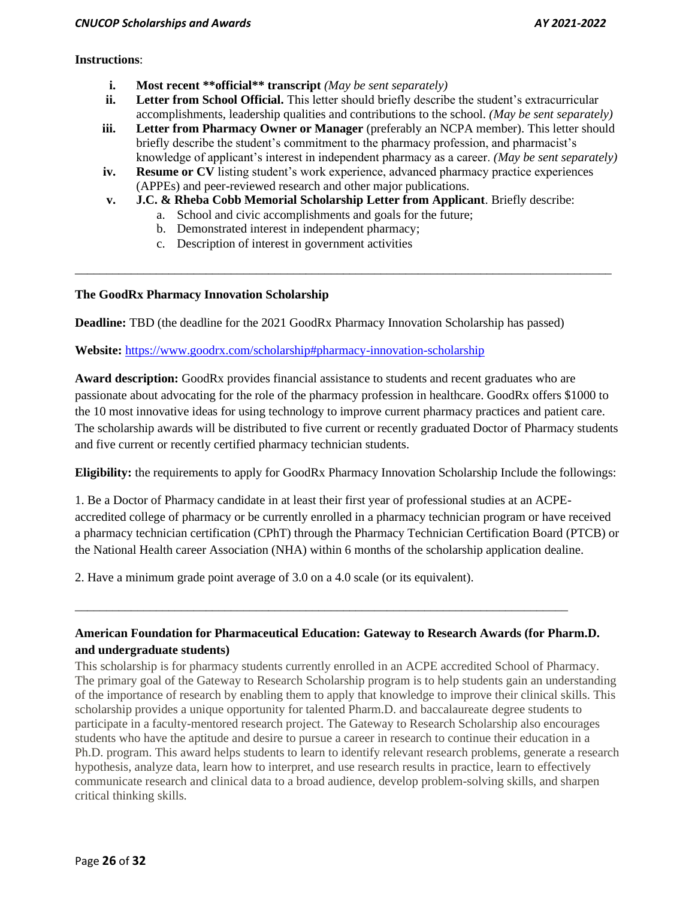**Instructions**:

i. **Most recent **official** transcript** *(May be sent separately)*
ii. **Letter from School Official.** This letter should briefly describe the student's extracurricular accomplishments, leadership qualities and contributions to the school. *(May be sent separately)*
iii. **Letter from Pharmacy Owner or Manager** (preferably an NCPA member). This letter should briefly describe the student's commitment to the pharmacy profession, and pharmacist's knowledge of applicant's interest in independent pharmacy as a career. *(May be sent separately)*
iv. **Resume or CV** listing student's work experience, advanced pharmacy practice experiences (APPEs) and peer-reviewed research and other major publications.
v. **J.C. & Rheba Cobb Memorial Scholarship Letter from Applicant**. Briefly describe:
   a. School and civic accomplishments and goals for the future;
   b. Demonstrated interest in independent pharmacy;
   c. Description of interest in government activities

---

### The GoodRx Pharmacy Innovation Scholarship

**Deadline:** TBD (the deadline for the 2021 GoodRx Pharmacy Innovation Scholarship has passed)

**Website:** https://www.goodrx.com/scholarship#pharmacy-innovation-scholarship

**Award description:** GoodRx provides financial assistance to students and recent graduates who are passionate about advocating for the role of the pharmacy profession in healthcare. GoodRx offers $1000 to the 10 most innovative ideas for using technology to improve current pharmacy practices and patient care. The scholarship awards will be distributed to five current or recently graduated Doctor of Pharmacy students and five current or recently certified pharmacy technician students.

**Eligibility:** the requirements to apply for GoodRx Pharmacy Innovation Scholarship Include the followings:

1. Be a Doctor of Pharmacy candidate in at least their first year of professional studies at an ACPE-accredited college of pharmacy or be currently enrolled in a pharmacy technician program or have received a pharmacy technician certification (CPhT) through the Pharmacy Technician Certification Board (PTCB) or the National Health career Association (NHA) within 6 months of the scholarship application dealine.

2. Have a minimum grade point average of 3.0 on a 4.0 scale (or its equivalent).

---

### American Foundation for Pharmaceutical Education: Gateway to Research Awards (for Pharm.D. and undergraduate students)

This scholarship is for pharmacy students currently enrolled in an ACPE accredited School of Pharmacy. The primary goal of the Gateway to Research Scholarship program is to help students gain an understanding of the importance of research by enabling them to apply that knowledge to improve their clinical skills. This scholarship provides a unique opportunity for talented Pharm.D. and baccalaureate degree students to participate in a faculty-mentored research project. The Gateway to Research Scholarship also encourages students who have the aptitude and desire to pursue a career in research to continue their education in a Ph.D. program. This award helps students to learn to identify relevant research problems, generate a research hypothesis, analyze data, learn how to interpret, and use research results in practice, learn to effectively communicate research and clinical data to a broad audience, develop problem-solving skills, and sharpen critical thinking skills.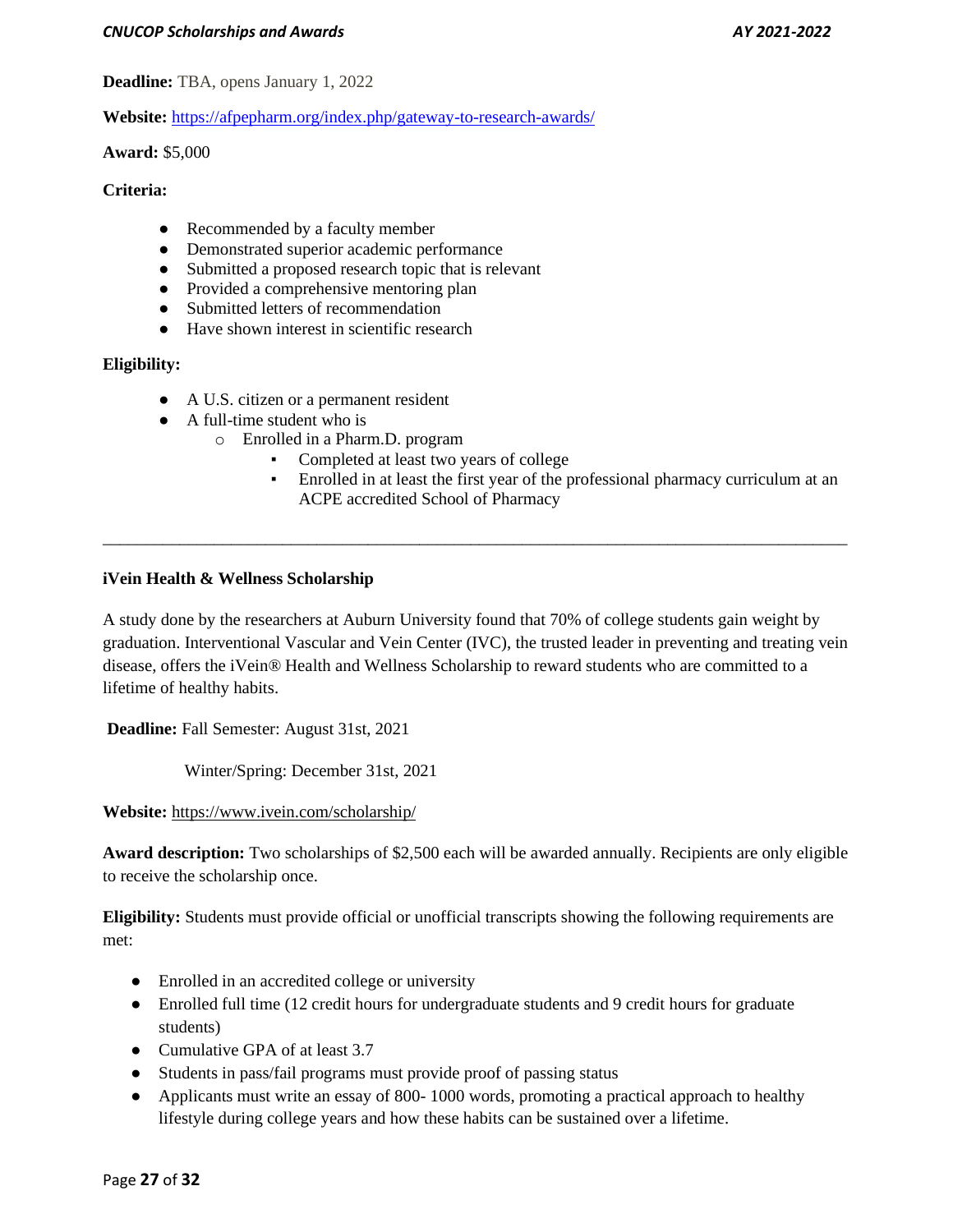**Deadline:** TBA, opens January 1, 2022

**Website:** https://afpepharm.org/index.php/gateway-to-research-awards/

**Award:** $5,000

**Criteria:**

- Recommended by a faculty member
- Demonstrated superior academic performance
- Submitted a proposed research topic that is relevant
- Provided a comprehensive mentoring plan
- Submitted letters of recommendation
- Have shown interest in scientific research

**Eligibility:**

- A U.S. citizen or a permanent resident
- A full-time student who is
  - Enrolled in a Pharm.D. program
    - Completed at least two years of college
    - Enrolled in at least the first year of the professional pharmacy curriculum at an ACPE accredited School of Pharmacy

---

**iVein Health & Wellness Scholarship**

A study done by the researchers at Auburn University found that 70% of college students gain weight by graduation. Interventional Vascular and Vein Center (IVC), the trusted leader in preventing and treating vein disease, offers the iVein® Health and Wellness Scholarship to reward students who are committed to a lifetime of healthy habits.

**Deadline:** Fall Semester: August 31st, 2021

Winter/Spring: December 31st, 2021

**Website:** https://www.ivein.com/scholarship/

**Award description:** Two scholarships of $2,500 each will be awarded annually. Recipients are only eligible to receive the scholarship once.

**Eligibility:** Students must provide official or unofficial transcripts showing the following requirements are met:

- Enrolled in an accredited college or university
- Enrolled full time (12 credit hours for undergraduate students and 9 credit hours for graduate students)
- Cumulative GPA of at least 3.7
- Students in pass/fail programs must provide proof of passing status
- Applicants must write an essay of 800- 1000 words, promoting a practical approach to healthy lifestyle during college years and how these habits can be sustained over a lifetime.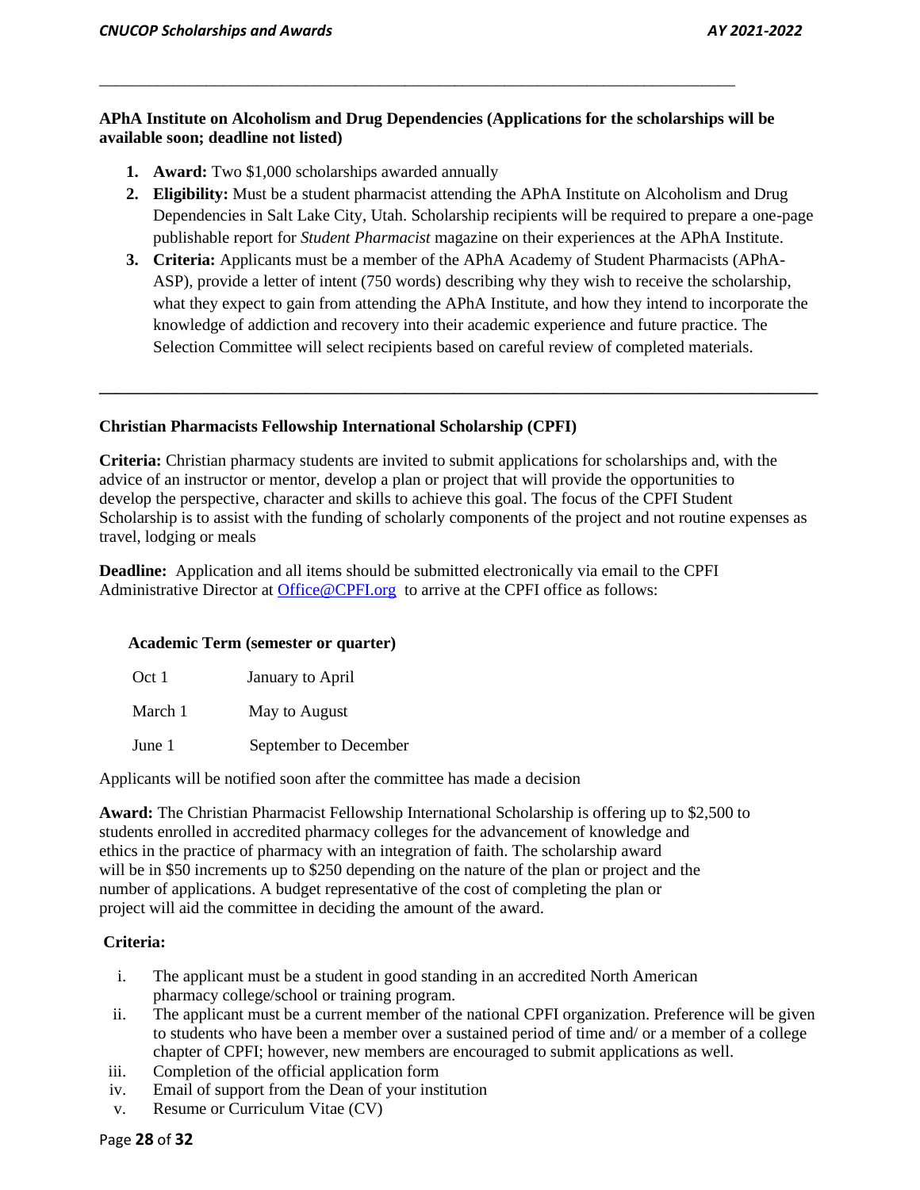**APhA Institute on Alcoholism and Drug Dependencies (Applications for the scholarships will be available soon; deadline not listed)**

1. **Award:** Two $1,000 scholarships awarded annually
2. **Eligibility:** Must be a student pharmacist attending the APhA Institute on Alcoholism and Drug Dependencies in Salt Lake City, Utah. Scholarship recipients will be required to prepare a one-page publishable report for *Student Pharmacist* magazine on their experiences at the APhA Institute.
3. **Criteria:** Applicants must be a member of the APhA Academy of Student Pharmacists (APhA-ASP), provide a letter of intent (750 words) describing why they wish to receive the scholarship, what they expect to gain from attending the APhA Institute, and how they intend to incorporate the knowledge of addiction and recovery into their academic experience and future practice. The Selection Committee will select recipients based on careful review of completed materials.

---

**Christian Pharmacists Fellowship International Scholarship (CPFI)**

**Criteria:** Christian pharmacy students are invited to submit applications for scholarships and, with the advice of an instructor or mentor, develop a plan or project that will provide the opportunities to develop the perspective, character and skills to achieve this goal. The focus of the CPFI Student Scholarship is to assist with the funding of scholarly components of the project and not routine expenses as travel, lodging or meals

**Deadline:** Application and all items should be submitted electronically via email to the CPFI Administrative Director at Office@CPFI.org to arrive at the CPFI office as follows:

**Academic Term (semester or quarter)**

| | |
|---|---|
| Oct 1 | January to April |
| March 1 | May to August |
| June 1 | September to December |

Applicants will be notified soon after the committee has made a decision

**Award:** The Christian Pharmacist Fellowship International Scholarship is offering up to $2,500 to students enrolled in accredited pharmacy colleges for the advancement of knowledge and ethics in the practice of pharmacy with an integration of faith. The scholarship award will be in $50 increments up to $250 depending on the nature of the plan or project and the number of applications. A budget representative of the cost of completing the plan or project will aid the committee in deciding the amount of the award.

**Criteria:**

i. The applicant must be a student in good standing in an accredited North American pharmacy college/school or training program.
ii. The applicant must be a current member of the national CPFI organization. Preference will be given to students who have been a member over a sustained period of time and/ or a member of a college chapter of CPFI; however, new members are encouraged to submit applications as well.
iii. Completion of the official application form
iv. Email of support from the Dean of your institution
v. Resume or Curriculum Vitae (CV)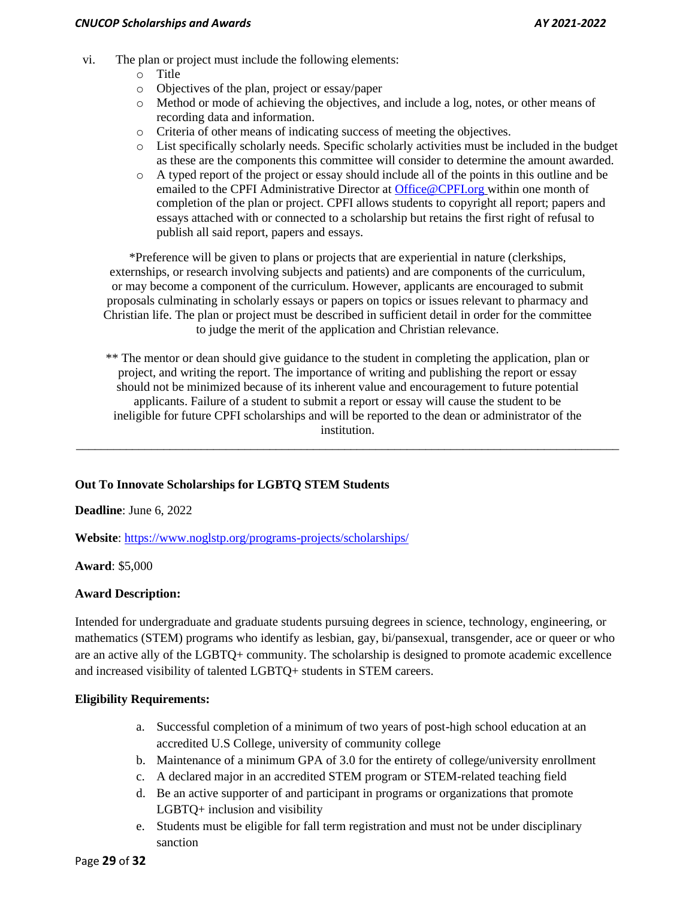vi. The plan or project must include the following elements:
   - Title
   - Objectives of the plan, project or essay/paper
   - Method or mode of achieving the objectives, and include a log, notes, or other means of recording data and information.
   - Criteria of other means of indicating success of meeting the objectives.
   - List specifically scholarly needs. Specific scholarly activities must be included in the budget as these are the components this committee will consider to determine the amount awarded.
   - A typed report of the project or essay should include all of the points in this outline and be emailed to the CPFI Administrative Director at Office@CPFI.org within one month of completion of the plan or project. CPFI allows students to copyright all report; papers and essays attached with or connected to a scholarship but retains the first right of refusal to publish all said report, papers and essays.

*Preference will be given to plans or projects that are experiential in nature (clerkships, externships, or research involving subjects and patients) and are components of the curriculum, or may become a component of the curriculum. However, applicants are encouraged to submit proposals culminating in scholarly essays or papers on topics or issues relevant to pharmacy and Christian life. The plan or project must be described in sufficient detail in order for the committee to judge the merit of the application and Christian relevance.

** The mentor or dean should give guidance to the student in completing the application, plan or project, and writing the report. The importance of writing and publishing the report or essay should not be minimized because of its inherent value and encouragement to future potential applicants. Failure of a student to submit a report or essay will cause the student to be ineligible for future CPFI scholarships and will be reported to the dean or administrator of the institution.

---

### Out To Innovate Scholarships for LGBTQ STEM Students

**Deadline**: June 6, 2022

**Website**: https://www.noglstp.org/programs-projects/scholarships/

**Award**: $5,000

**Award Description:**

Intended for undergraduate and graduate students pursuing degrees in science, technology, engineering, or mathematics (STEM) programs who identify as lesbian, gay, bi/pansexual, transgender, ace or queer or who are an active ally of the LGBTQ+ community. The scholarship is designed to promote academic excellence and increased visibility of talented LGBTQ+ students in STEM careers.

**Eligibility Requirements:**

a. Successful completion of a minimum of two years of post-high school education at an accredited U.S College, university of community college
b. Maintenance of a minimum GPA of 3.0 for the entirety of college/university enrollment
c. A declared major in an accredited STEM program or STEM-related teaching field
d. Be an active supporter of and participant in programs or organizations that promote LGBTQ+ inclusion and visibility
e. Students must be eligible for fall term registration and must not be under disciplinary sanction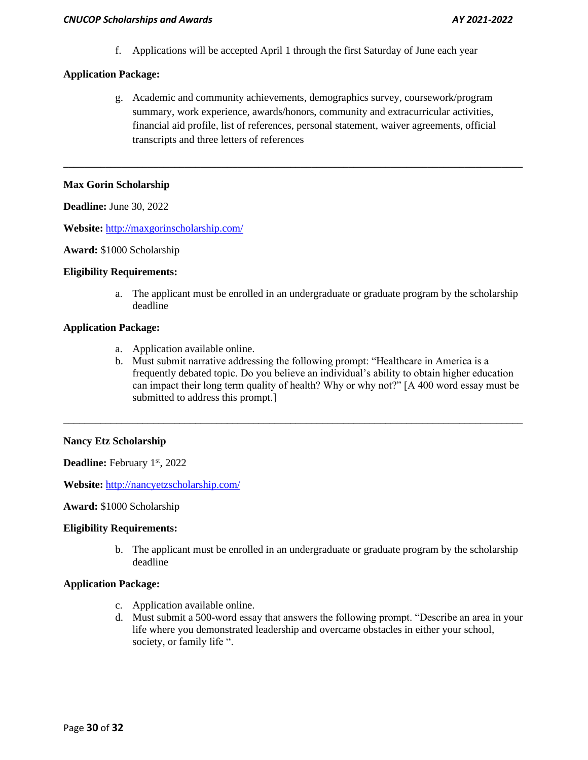f. Applications will be accepted April 1 through the first Saturday of June each year

**Application Package:**

g. Academic and community achievements, demographics survey, coursework/program summary, work experience, awards/honors, community and extracurricular activities, financial aid profile, list of references, personal statement, waiver agreements, official transcripts and three letters of references

---

**Max Gorin Scholarship**

**Deadline:** June 30, 2022

**Website:** http://maxgorinscholarship.com/

**Award:** $1000 Scholarship

**Eligibility Requirements:**

a. The applicant must be enrolled in an undergraduate or graduate program by the scholarship deadline

**Application Package:**

a. Application available online.
b. Must submit narrative addressing the following prompt: "Healthcare in America is a frequently debated topic. Do you believe an individual's ability to obtain higher education can impact their long term quality of health? Why or why not?" [A 400 word essay must be submitted to address this prompt.]

---

**Nancy Etz Scholarship**

**Deadline:** February 1st, 2022

**Website:** http://nancyetzscholarship.com/

**Award:** $1000 Scholarship

**Eligibility Requirements:**

b. The applicant must be enrolled in an undergraduate or graduate program by the scholarship deadline

**Application Package:**

c. Application available online.
d. Must submit a 500-word essay that answers the following prompt. "Describe an area in your life where you demonstrated leadership and overcame obstacles in either your school, society, or family life ".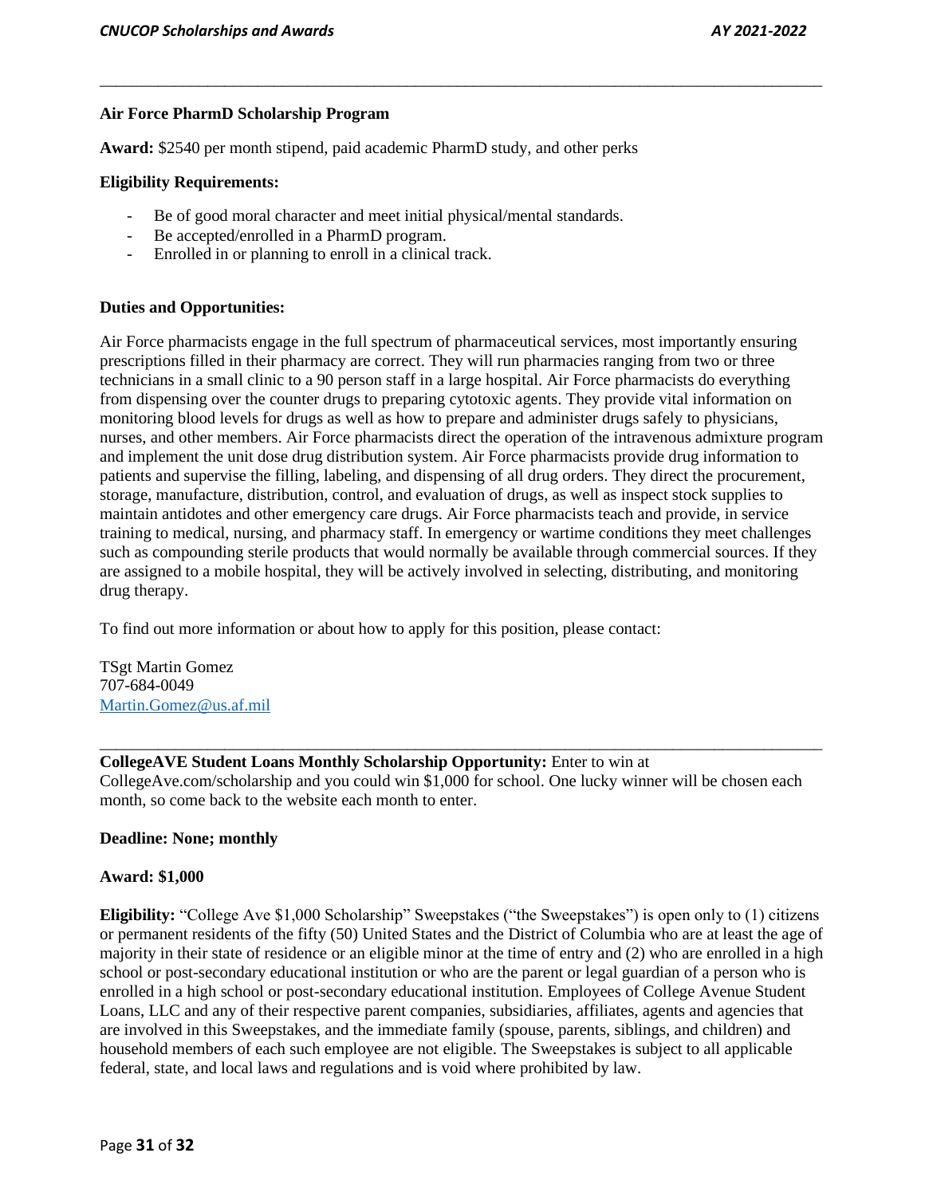**Air Force PharmD Scholarship Program**

**Award:** $2540 per month stipend, paid academic PharmD study, and other perks

**Eligibility Requirements:**

- Be of good moral character and meet initial physical/mental standards.
- Be accepted/enrolled in a PharmD program.
- Enrolled in or planning to enroll in a clinical track.

**Duties and Opportunities:**

Air Force pharmacists engage in the full spectrum of pharmaceutical services, most importantly ensuring prescriptions filled in their pharmacy are correct. They will run pharmacies ranging from two or three technicians in a small clinic to a 90 person staff in a large hospital. Air Force pharmacists do everything from dispensing over the counter drugs to preparing cytotoxic agents. They provide vital information on monitoring blood levels for drugs as well as how to prepare and administer drugs safely to physicians, nurses, and other members. Air Force pharmacists direct the operation of the intravenous admixture program and implement the unit dose drug distribution system. Air Force pharmacists provide drug information to patients and supervise the filling, labeling, and dispensing of all drug orders. They direct the procurement, storage, manufacture, distribution, control, and evaluation of drugs, as well as inspect stock supplies to maintain antidotes and other emergency care drugs. Air Force pharmacists teach and provide, in service training to medical, nursing, and pharmacy staff. In emergency or wartime conditions they meet challenges such as compounding sterile products that would normally be available through commercial sources. If they are assigned to a mobile hospital, they will be actively involved in selecting, distributing, and monitoring drug therapy.

To find out more information or about how to apply for this position, please contact:

TSgt Martin Gomez
707-684-0049
Martin.Gomez@us.af.mil

---

**CollegeAVE Student Loans Monthly Scholarship Opportunity:** Enter to win at CollegeAve.com/scholarship and you could win $1,000 for school. One lucky winner will be chosen each month, so come back to the website each month to enter.

**Deadline: None; monthly**

**Award: $1,000**

**Eligibility:** "College Ave $1,000 Scholarship" Sweepstakes ("the Sweepstakes") is open only to (1) citizens or permanent residents of the fifty (50) United States and the District of Columbia who are at least the age of majority in their state of residence or an eligible minor at the time of entry and (2) who are enrolled in a high school or post-secondary educational institution or who are the parent or legal guardian of a person who is enrolled in a high school or post-secondary educational institution. Employees of College Avenue Student Loans, LLC and any of their respective parent companies, subsidiaries, affiliates, agents and agencies that are involved in this Sweepstakes, and the immediate family (spouse, parents, siblings, and children) and household members of each such employee are not eligible. The Sweepstakes is subject to all applicable federal, state, and local laws and regulations and is void where prohibited by law.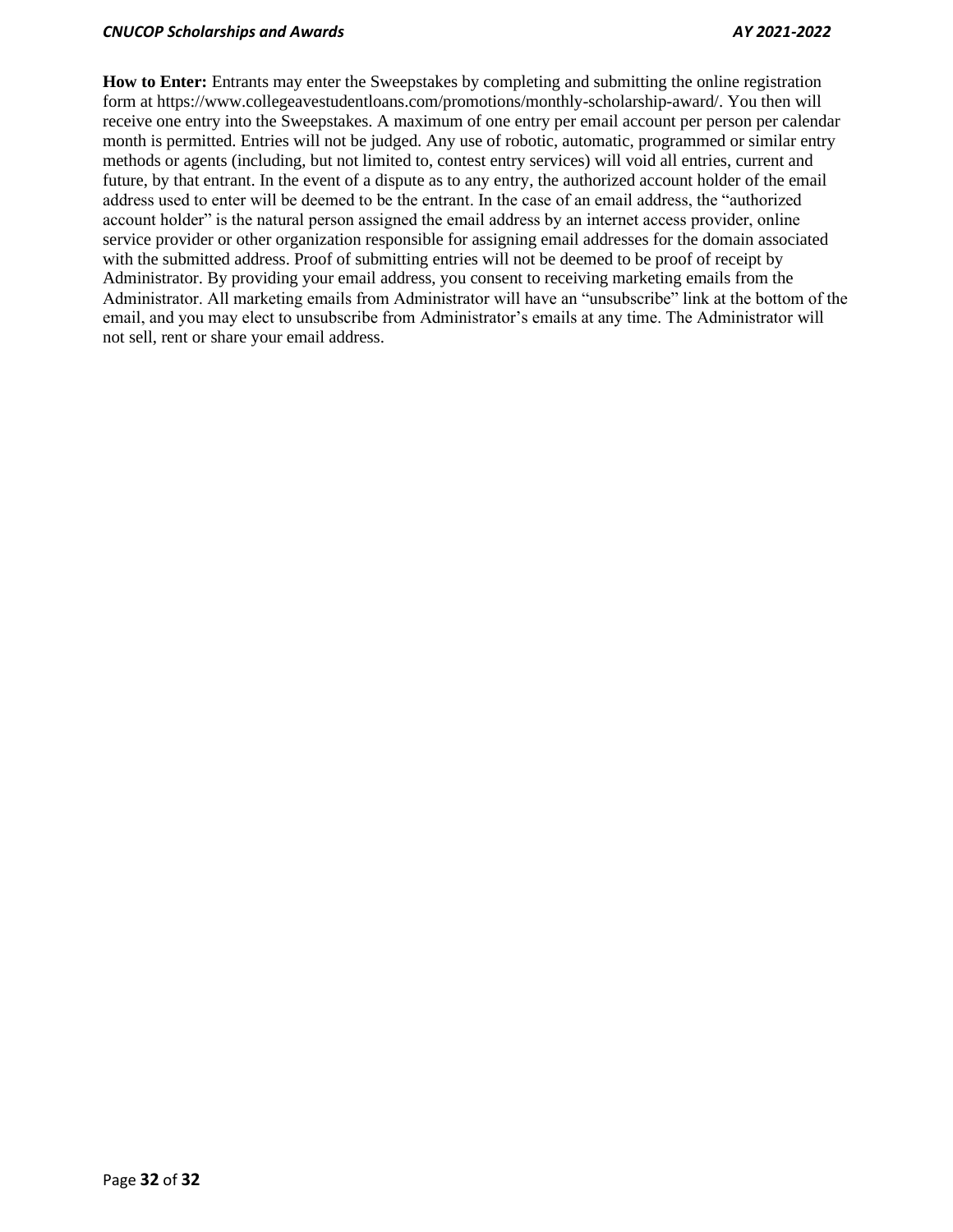**How to Enter:** Entrants may enter the Sweepstakes by completing and submitting the online registration form at https://www.collegeavestudentloans.com/promotions/monthly-scholarship-award/. You then will receive one entry into the Sweepstakes. A maximum of one entry per email account per person per calendar month is permitted. Entries will not be judged. Any use of robotic, automatic, programmed or similar entry methods or agents (including, but not limited to, contest entry services) will void all entries, current and future, by that entrant. In the event of a dispute as to any entry, the authorized account holder of the email address used to enter will be deemed to be the entrant. In the case of an email address, the "authorized account holder" is the natural person assigned the email address by an internet access provider, online service provider or other organization responsible for assigning email addresses for the domain associated with the submitted address. Proof of submitting entries will not be deemed to be proof of receipt by Administrator. By providing your email address, you consent to receiving marketing emails from the Administrator. All marketing emails from Administrator will have an "unsubscribe" link at the bottom of the email, and you may elect to unsubscribe from Administrator's emails at any time. The Administrator will not sell, rent or share your email address.